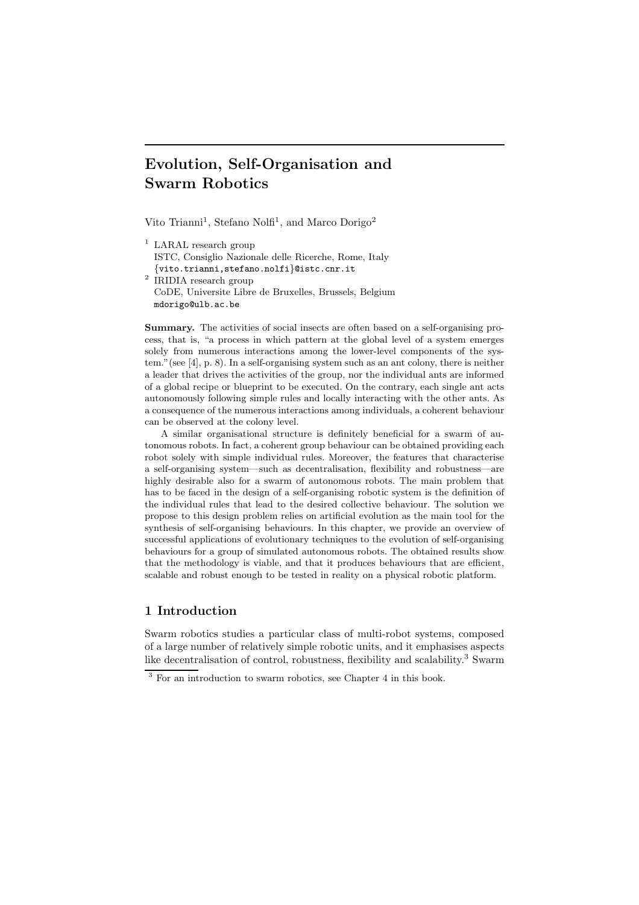# Evolution, Self-Organisation and Swarm Robotics

Vito Trianni[1], Stefano Nolfi[1], and Marco Dorigo[2]

[1] LARAL research group
ISTC, Consiglio Nazionale delle Ricerche, Rome, Italy
{vito.trianni,stefano.nolfi}@istc.cnr.it

[2] IRIDIA research group
CoDE, Universite Libre de Bruxelles, Brussels, Belgium
mdorigo@ulb.ac.be

**Summary.** The activities of social insects are often based on a self-organising process, that is, "a process in which pattern at the global level of a system emerges solely from numerous interactions among the lower-level components of the system."(see [4], p. 8). In a self-organising system such as an ant colony, there is neither a leader that drives the activities of the group, nor the individual ants are informed of a global recipe or blueprint to be executed. On the contrary, each single ant acts autonomously following simple rules and locally interacting with the other ants. As a consequence of the numerous interactions among individuals, a coherent behaviour can be observed at the colony level.

A similar organisational structure is definitely beneficial for a swarm of autonomous robots. In fact, a coherent group behaviour can be obtained providing each robot solely with simple individual rules. Moreover, the features that characterise a self-organising system—such as decentralisation, flexibility and robustness—are highly desirable also for a swarm of autonomous robots. The main problem that has to be faced in the design of a self-organising robotic system is the definition of the individual rules that lead to the desired collective behaviour. The solution we propose to this design problem relies on artificial evolution as the main tool for the synthesis of self-organising behaviours. In this chapter, we provide an overview of successful applications of evolutionary techniques to the evolution of self-organising behaviours for a group of simulated autonomous robots. The obtained results show that the methodology is viable, and that it produces behaviours that are efficient, scalable and robust enough to be tested in reality on a physical robotic platform.

## 1 Introduction

Swarm robotics studies a particular class of multi-robot systems, composed of a large number of relatively simple robotic units, and it emphasises aspects like decentralisation of control, robustness, flexibility and scalability.[3] Swarm

[3] For an introduction to swarm robotics, see Chapter 4 in this book.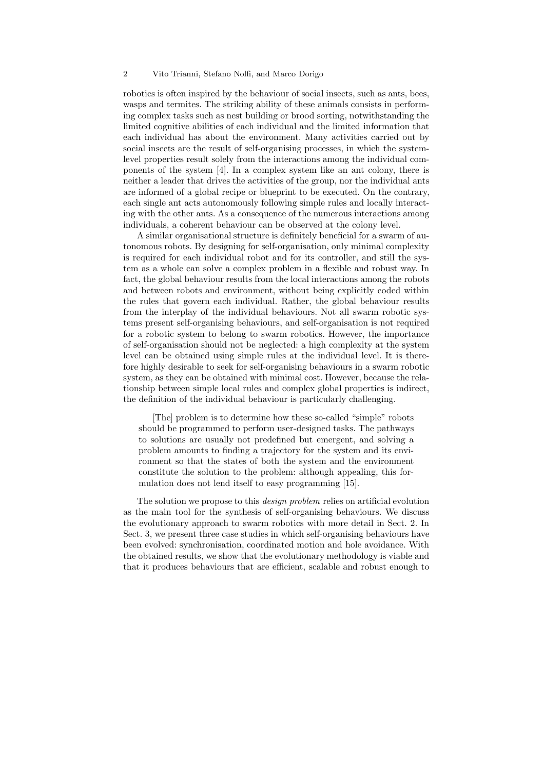robotics is often inspired by the behaviour of social insects, such as ants, bees, wasps and termites. The striking ability of these animals consists in performing complex tasks such as nest building or brood sorting, notwithstanding the limited cognitive abilities of each individual and the limited information that each individual has about the environment. Many activities carried out by social insects are the result of self-organising processes, in which the system-level properties result solely from the interactions among the individual components of the system [4]. In a complex system like an ant colony, there is neither a leader that drives the activities of the group, nor the individual ants are informed of a global recipe or blueprint to be executed. On the contrary, each single ant acts autonomously following simple rules and locally interacting with the other ants. As a consequence of the numerous interactions among individuals, a coherent behaviour can be observed at the colony level.

A similar organisational structure is definitely beneficial for a swarm of autonomous robots. By designing for self-organisation, only minimal complexity is required for each individual robot and for its controller, and still the system as a whole can solve a complex problem in a flexible and robust way. In fact, the global behaviour results from the local interactions among the robots and between robots and environment, without being explicitly coded within the rules that govern each individual. Rather, the global behaviour results from the interplay of the individual behaviours. Not all swarm robotic systems present self-organising behaviours, and self-organisation is not required for a robotic system to belong to swarm robotics. However, the importance of self-organisation should not be neglected: a high complexity at the system level can be obtained using simple rules at the individual level. It is therefore highly desirable to seek for self-organising behaviours in a swarm robotic system, as they can be obtained with minimal cost. However, because the relationship between simple local rules and complex global properties is indirect, the definition of the individual behaviour is particularly challenging.

> [The] problem is to determine how these so-called "simple" robots should be programmed to perform user-designed tasks. The pathways to solutions are usually not predefined but emergent, and solving a problem amounts to finding a trajectory for the system and its environment so that the states of both the system and the environment constitute the solution to the problem: although appealing, this formulation does not lend itself to easy programming [15].

The solution we propose to this *design problem* relies on artificial evolution as the main tool for the synthesis of self-organising behaviours. We discuss the evolutionary approach to swarm robotics with more detail in Sect. 2. In Sect. 3, we present three case studies in which self-organising behaviours have been evolved: synchronisation, coordinated motion and hole avoidance. With the obtained results, we show that the evolutionary methodology is viable and that it produces behaviours that are efficient, scalable and robust enough to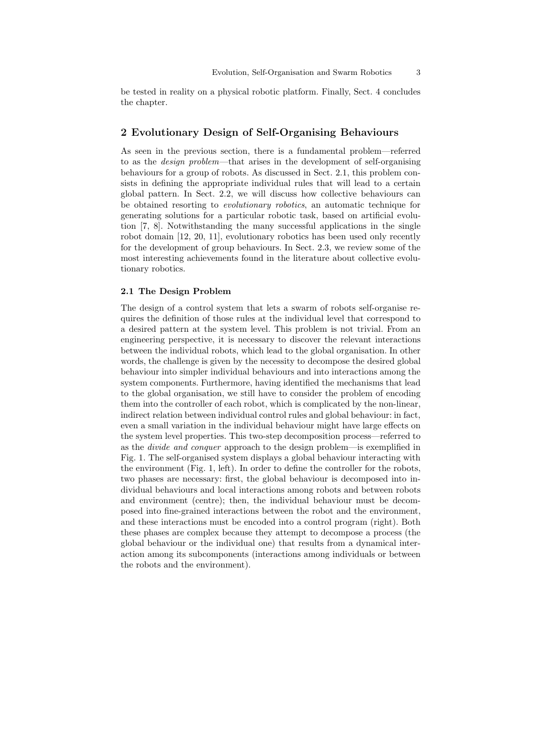be tested in reality on a physical robotic platform. Finally, Sect. 4 concludes the chapter.

## 2 Evolutionary Design of Self-Organising Behaviours

As seen in the previous section, there is a fundamental problem—referred to as the *design problem*—that arises in the development of self-organising behaviours for a group of robots. As discussed in Sect. 2.1, this problem consists in defining the appropriate individual rules that will lead to a certain global pattern. In Sect. 2.2, we will discuss how collective behaviours can be obtained resorting to *evolutionary robotics*, an automatic technique for generating solutions for a particular robotic task, based on artificial evolution [7, 8]. Notwithstanding the many successful applications in the single robot domain [12, 20, 11], evolutionary robotics has been used only recently for the development of group behaviours. In Sect. 2.3, we review some of the most interesting achievements found in the literature about collective evolutionary robotics.

### 2.1 The Design Problem

The design of a control system that lets a swarm of robots self-organise requires the definition of those rules at the individual level that correspond to a desired pattern at the system level. This problem is not trivial. From an engineering perspective, it is necessary to discover the relevant interactions between the individual robots, which lead to the global organisation. In other words, the challenge is given by the necessity to decompose the desired global behaviour into simpler individual behaviours and into interactions among the system components. Furthermore, having identified the mechanisms that lead to the global organisation, we still have to consider the problem of encoding them into the controller of each robot, which is complicated by the non-linear, indirect relation between individual control rules and global behaviour: in fact, even a small variation in the individual behaviour might have large effects on the system level properties. This two-step decomposition process—referred to as the *divide and conquer* approach to the design problem—is exemplified in Fig. 1. The self-organised system displays a global behaviour interacting with the environment (Fig. 1, left). In order to define the controller for the robots, two phases are necessary: first, the global behaviour is decomposed into individual behaviours and local interactions among robots and between robots and environment (centre); then, the individual behaviour must be decomposed into fine-grained interactions between the robot and the environment, and these interactions must be encoded into a control program (right). Both these phases are complex because they attempt to decompose a process (the global behaviour or the individual one) that results from a dynamical interaction among its subcomponents (interactions among individuals or between the robots and the environment).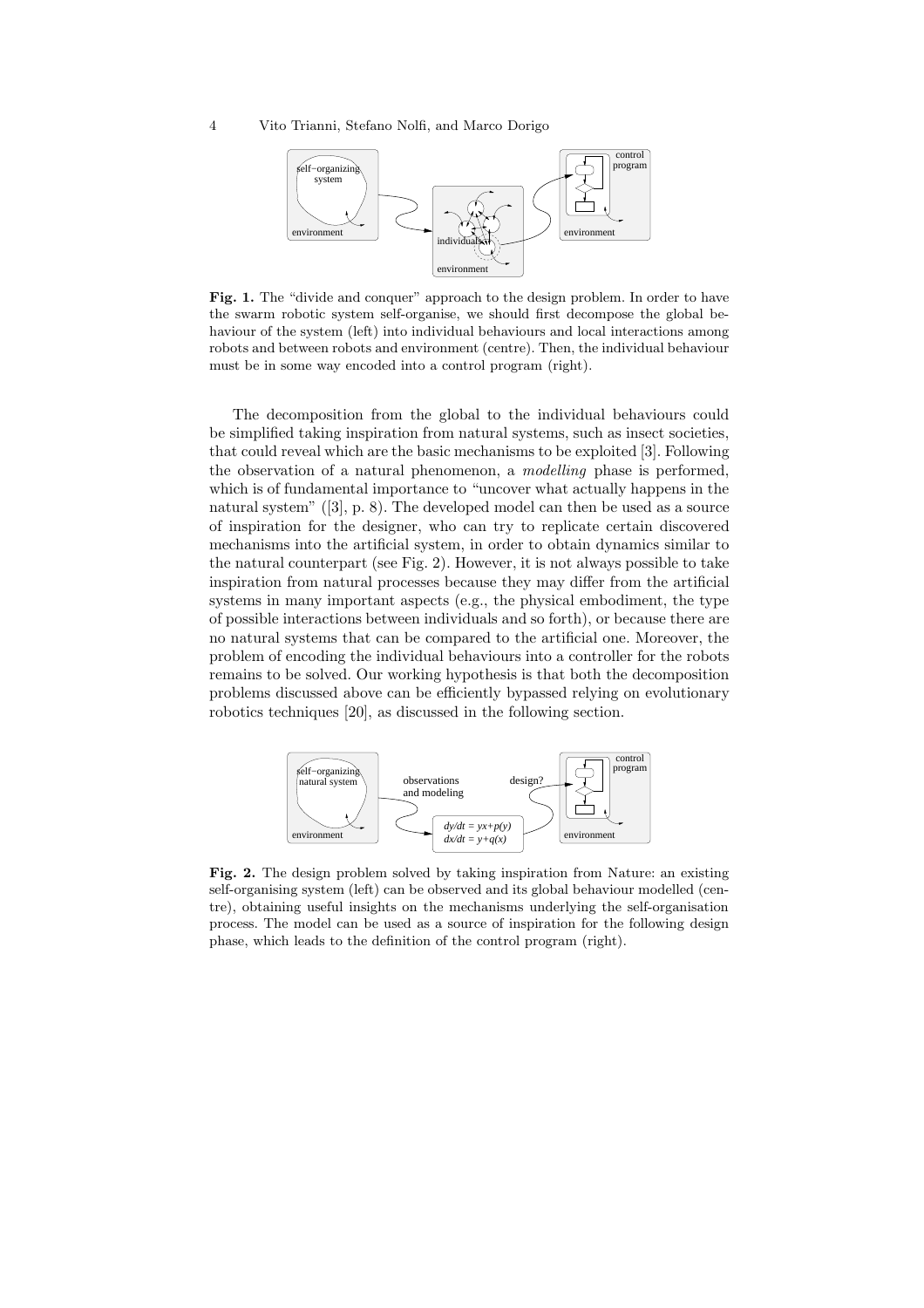self−organizing system

environment

individuals

environment

control program

environment

**Fig. 1.** The "divide and conquer" approach to the design problem. In order to have the swarm robotic system self-organise, we should first decompose the global behaviour of the system (left) into individual behaviours and local interactions among robots and between robots and environment (centre). Then, the individual behaviour must be in some way encoded into a control program (right).

The decomposition from the global to the individual behaviours could be simplified taking inspiration from natural systems, such as insect societies, that could reveal which are the basic mechanisms to be exploited [3]. Following the observation of a natural phenomenon, a *modelling* phase is performed, which is of fundamental importance to "uncover what actually happens in the natural system" ([3], p. 8). The developed model can then be used as a source of inspiration for the designer, who can try to replicate certain discovered mechanisms into the artificial system, in order to obtain dynamics similar to the natural counterpart (see Fig. 2). However, it is not always possible to take inspiration from natural processes because they may differ from the artificial systems in many important aspects (e.g., the physical embodiment, the type of possible interactions between individuals and so forth), or because there are no natural systems that can be compared to the artificial one. Moreover, the problem of encoding the individual behaviours into a controller for the robots remains to be solved. Our working hypothesis is that both the decomposition problems discussed above can be efficiently bypassed relying on evolutionary robotics techniques [20], as discussed in the following section.

self−organizing natural system

environment

observations and modeling

$dy/dt = yx+p(y)$

$dx/dt = y+q(x)$

design?

control program

environment

**Fig. 2.** The design problem solved by taking inspiration from Nature: an existing self-organising system (left) can be observed and its global behaviour modelled (centre), obtaining useful insights on the mechanisms underlying the self-organisation process. The model can be used as a source of inspiration for the following design phase, which leads to the definition of the control program (right).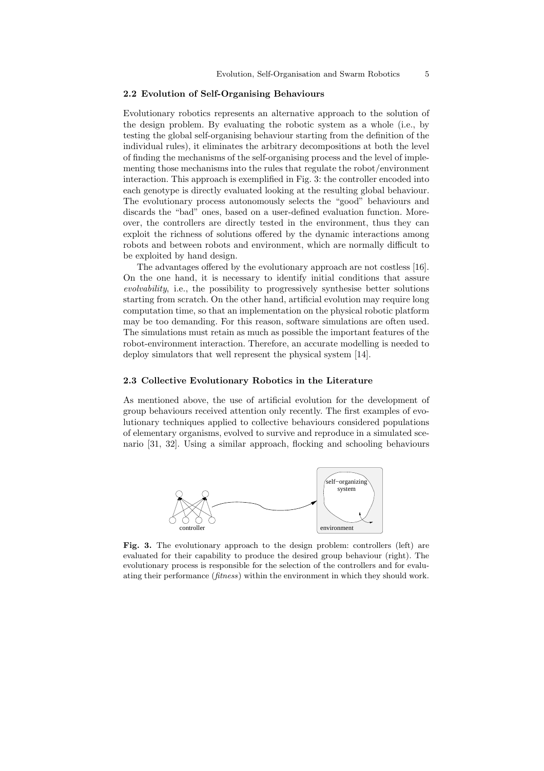### 2.2 Evolution of Self-Organising Behaviours

Evolutionary robotics represents an alternative approach to the solution of the design problem. By evaluating the robotic system as a whole (i.e., by testing the global self-organising behaviour starting from the definition of the individual rules), it eliminates the arbitrary decompositions at both the level of finding the mechanisms of the self-organising process and the level of implementing those mechanisms into the rules that regulate the robot/environment interaction. This approach is exemplified in Fig. 3: the controller encoded into each genotype is directly evaluated looking at the resulting global behaviour. The evolutionary process autonomously selects the "good" behaviours and discards the "bad" ones, based on a user-defined evaluation function. Moreover, the controllers are directly tested in the environment, thus they can exploit the richness of solutions offered by the dynamic interactions among robots and between robots and environment, which are normally difficult to be exploited by hand design.

The advantages offered by the evolutionary approach are not costless [16]. On the one hand, it is necessary to identify initial conditions that assure *evolvability*, i.e., the possibility to progressively synthesise better solutions starting from scratch. On the other hand, artificial evolution may require long computation time, so that an implementation on the physical robotic platform may be too demanding. For this reason, software simulations are often used. The simulations must retain as much as possible the important features of the robot-environment interaction. Therefore, an accurate modelling is needed to deploy simulators that well represent the physical system [14].

### 2.3 Collective Evolutionary Robotics in the Literature

As mentioned above, the use of artificial evolution for the development of group behaviours received attention only recently. The first examples of evolutionary techniques applied to collective behaviours considered populations of elementary organisms, evolved to survive and reproduce in a simulated scenario [31, 32]. Using a similar approach, flocking and schooling behaviours

**Fig. 3.** The evolutionary approach to the design problem: controllers (left) are evaluated for their capability to produce the desired group behaviour (right). The evolutionary process is responsible for the selection of the controllers and for evaluating their performance (*fitness*) within the environment in which they should work.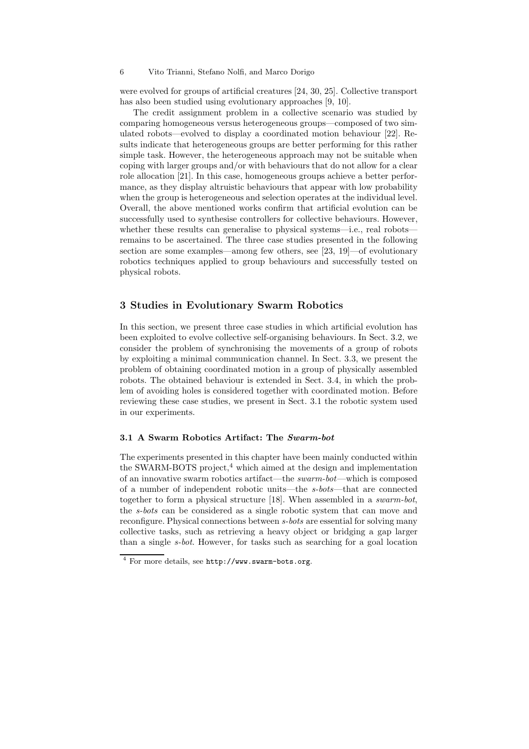were evolved for groups of artificial creatures [24, 30, 25]. Collective transport has also been studied using evolutionary approaches [9, 10].

The credit assignment problem in a collective scenario was studied by comparing homogeneous versus heterogeneous groups—composed of two simulated robots—evolved to display a coordinated motion behaviour [22]. Results indicate that heterogeneous groups are better performing for this rather simple task. However, the heterogeneous approach may not be suitable when coping with larger groups and/or with behaviours that do not allow for a clear role allocation [21]. In this case, homogeneous groups achieve a better performance, as they display altruistic behaviours that appear with low probability when the group is heterogeneous and selection operates at the individual level. Overall, the above mentioned works confirm that artificial evolution can be successfully used to synthesise controllers for collective behaviours. However, whether these results can generalise to physical systems—i.e., real robots—remains to be ascertained. The three case studies presented in the following section are some examples—among few others, see [23, 19]—of evolutionary robotics techniques applied to group behaviours and successfully tested on physical robots.

## 3 Studies in Evolutionary Swarm Robotics

In this section, we present three case studies in which artificial evolution has been exploited to evolve collective self-organising behaviours. In Sect. 3.2, we consider the problem of synchronising the movements of a group of robots by exploiting a minimal communication channel. In Sect. 3.3, we present the problem of obtaining coordinated motion in a group of physically assembled robots. The obtained behaviour is extended in Sect. 3.4, in which the problem of avoiding holes is considered together with coordinated motion. Before reviewing these case studies, we present in Sect. 3.1 the robotic system used in our experiments.

### 3.1 A Swarm Robotics Artifact: The *Swarm-bot*

The experiments presented in this chapter have been mainly conducted within the SWARM-BOTS project,[4] which aimed at the design and implementation of an innovative swarm robotics artifact—the *swarm-bot*—which is composed of a number of independent robotic units—the *s-bots*—that are connected together to form a physical structure [18]. When assembled in a *swarm-bot*, the *s-bots* can be considered as a single robotic system that can move and reconfigure. Physical connections between *s-bots* are essential for solving many collective tasks, such as retrieving a heavy object or bridging a gap larger than a single *s-bot*. However, for tasks such as searching for a goal location

[4] For more details, see http://www.swarm-bots.org.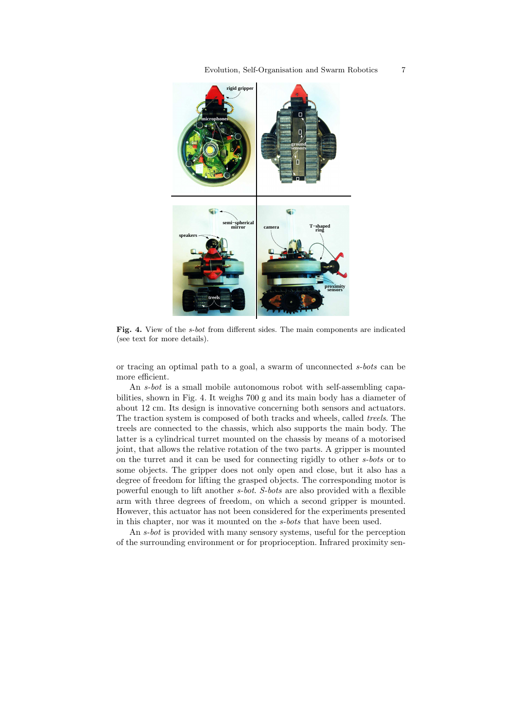Fig. 4. View of the *s-bot* from different sides. The main components are indicated (see text for more details).

or tracing an optimal path to a goal, a swarm of unconnected *s-bots* can be more efficient.

An *s-bot* is a small mobile autonomous robot with self-assembling capabilities, shown in Fig. 4. It weighs 700 g and its main body has a diameter of about 12 cm. Its design is innovative concerning both sensors and actuators. The traction system is composed of both tracks and wheels, called *treels*. The treels are connected to the chassis, which also supports the main body. The latter is a cylindrical turret mounted on the chassis by means of a motorised joint, that allows the relative rotation of the two parts. A gripper is mounted on the turret and it can be used for connecting rigidly to other *s-bots* or to some objects. The gripper does not only open and close, but it also has a degree of freedom for lifting the grasped objects. The corresponding motor is powerful enough to lift another *s-bot*. *S-bots* are also provided with a flexible arm with three degrees of freedom, on which a second gripper is mounted. However, this actuator has not been considered for the experiments presented in this chapter, nor was it mounted on the *s-bots* that have been used.

An *s-bot* is provided with many sensory systems, useful for the perception of the surrounding environment or for proprioception. Infrared proximity sen-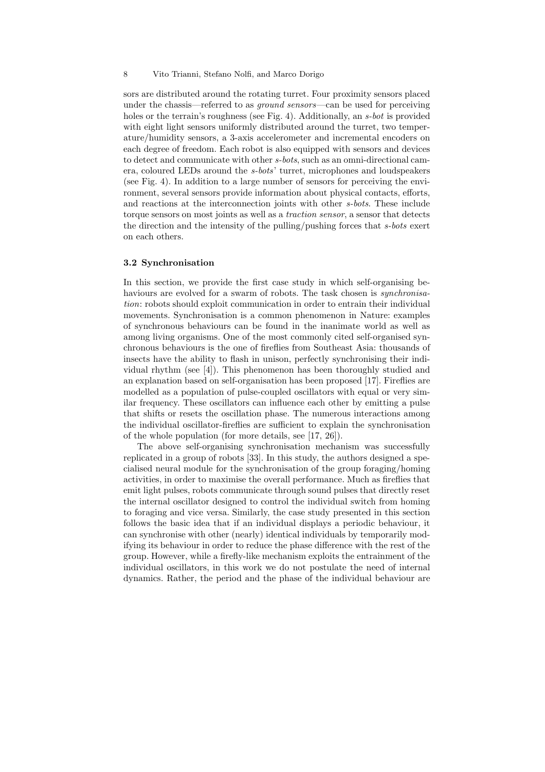sors are distributed around the rotating turret. Four proximity sensors placed under the chassis—referred to as *ground sensors*—can be used for perceiving holes or the terrain's roughness (see Fig. 4). Additionally, an *s-bot* is provided with eight light sensors uniformly distributed around the turret, two temperature/humidity sensors, a 3-axis accelerometer and incremental encoders on each degree of freedom. Each robot is also equipped with sensors and devices to detect and communicate with other *s-bots*, such as an omni-directional camera, coloured LEDs around the *s-bots*' turret, microphones and loudspeakers (see Fig. 4). In addition to a large number of sensors for perceiving the environment, several sensors provide information about physical contacts, efforts, and reactions at the interconnection joints with other *s-bots*. These include torque sensors on most joints as well as a *traction sensor*, a sensor that detects the direction and the intensity of the pulling/pushing forces that *s-bots* exert on each others.

### 3.2 Synchronisation

In this section, we provide the first case study in which self-organising behaviours are evolved for a swarm of robots. The task chosen is *synchronisation*: robots should exploit communication in order to entrain their individual movements. Synchronisation is a common phenomenon in Nature: examples of synchronous behaviours can be found in the inanimate world as well as among living organisms. One of the most commonly cited self-organised synchronous behaviours is the one of fireflies from Southeast Asia: thousands of insects have the ability to flash in unison, perfectly synchronising their individual rhythm (see [4]). This phenomenon has been thoroughly studied and an explanation based on self-organisation has been proposed [17]. Fireflies are modelled as a population of pulse-coupled oscillators with equal or very similar frequency. These oscillators can influence each other by emitting a pulse that shifts or resets the oscillation phase. The numerous interactions among the individual oscillator-fireflies are sufficient to explain the synchronisation of the whole population (for more details, see [17, 26]).

The above self-organising synchronisation mechanism was successfully replicated in a group of robots [33]. In this study, the authors designed a specialised neural module for the synchronisation of the group foraging/homing activities, in order to maximise the overall performance. Much as fireflies that emit light pulses, robots communicate through sound pulses that directly reset the internal oscillator designed to control the individual switch from homing to foraging and vice versa. Similarly, the case study presented in this section follows the basic idea that if an individual displays a periodic behaviour, it can synchronise with other (nearly) identical individuals by temporarily modifying its behaviour in order to reduce the phase difference with the rest of the group. However, while a firefly-like mechanism exploits the entrainment of the individual oscillators, in this work we do not postulate the need of internal dynamics. Rather, the period and the phase of the individual behaviour are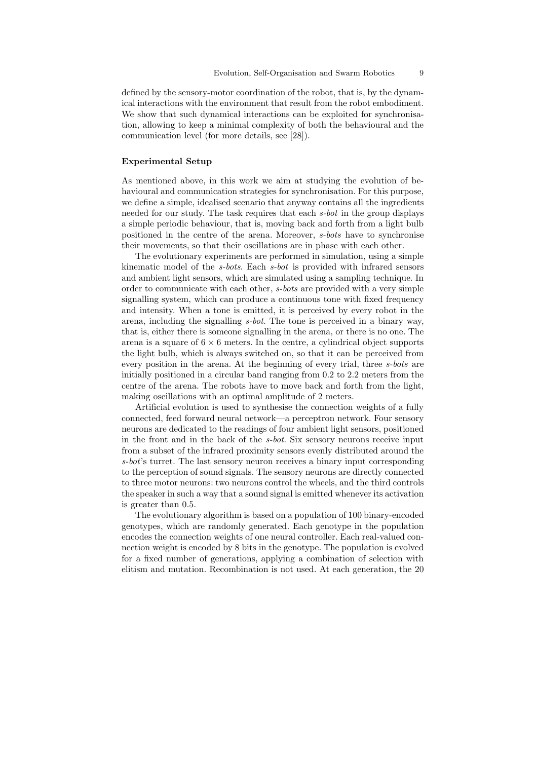defined by the sensory-motor coordination of the robot, that is, by the dynamical interactions with the environment that result from the robot embodiment. We show that such dynamical interactions can be exploited for synchronisation, allowing to keep a minimal complexity of both the behavioural and the communication level (for more details, see [28]).

### Experimental Setup

As mentioned above, in this work we aim at studying the evolution of behavioural and communication strategies for synchronisation. For this purpose, we define a simple, idealised scenario that anyway contains all the ingredients needed for our study. The task requires that each *s-bot* in the group displays a simple periodic behaviour, that is, moving back and forth from a light bulb positioned in the centre of the arena. Moreover, *s-bots* have to synchronise their movements, so that their oscillations are in phase with each other.

The evolutionary experiments are performed in simulation, using a simple kinematic model of the *s-bots*. Each *s-bot* is provided with infrared sensors and ambient light sensors, which are simulated using a sampling technique. In order to communicate with each other, *s-bots* are provided with a very simple signalling system, which can produce a continuous tone with fixed frequency and intensity. When a tone is emitted, it is perceived by every robot in the arena, including the signalling *s-bot*. The tone is perceived in a binary way, that is, either there is someone signalling in the arena, or there is no one. The arena is a square of $6 \times 6$ meters. In the centre, a cylindrical object supports the light bulb, which is always switched on, so that it can be perceived from every position in the arena. At the beginning of every trial, three *s-bots* are initially positioned in a circular band ranging from 0.2 to 2.2 meters from the centre of the arena. The robots have to move back and forth from the light, making oscillations with an optimal amplitude of 2 meters.

Artificial evolution is used to synthesise the connection weights of a fully connected, feed forward neural network—a perceptron network. Four sensory neurons are dedicated to the readings of four ambient light sensors, positioned in the front and in the back of the *s-bot*. Six sensory neurons receive input from a subset of the infrared proximity sensors evenly distributed around the *s-bot*'s turret. The last sensory neuron receives a binary input corresponding to the perception of sound signals. The sensory neurons are directly connected to three motor neurons: two neurons control the wheels, and the third controls the speaker in such a way that a sound signal is emitted whenever its activation is greater than 0.5.

The evolutionary algorithm is based on a population of 100 binary-encoded genotypes, which are randomly generated. Each genotype in the population encodes the connection weights of one neural controller. Each real-valued connection weight is encoded by 8 bits in the genotype. The population is evolved for a fixed number of generations, applying a combination of selection with elitism and mutation. Recombination is not used. At each generation, the 20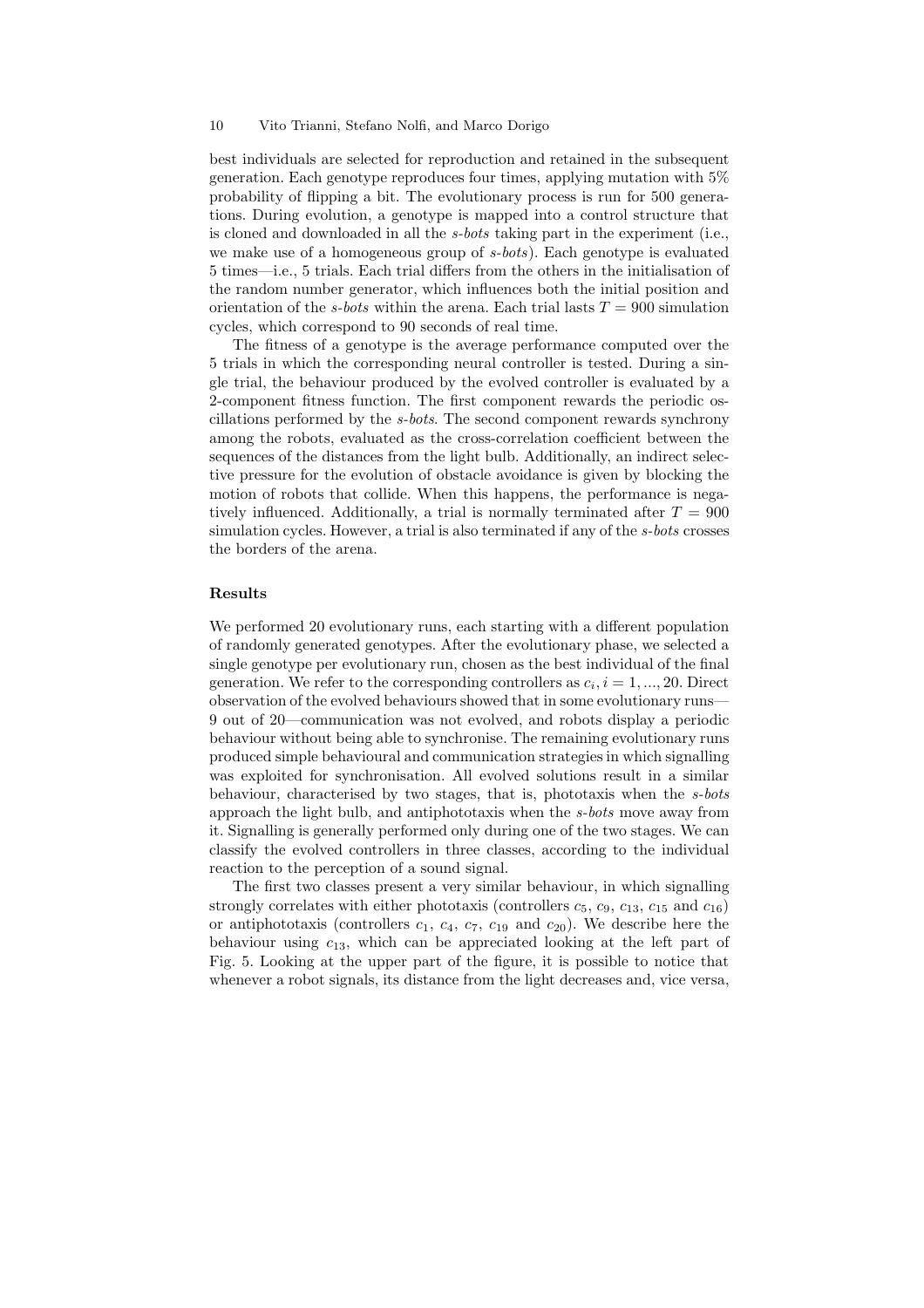best individuals are selected for reproduction and retained in the subsequent generation. Each genotype reproduces four times, applying mutation with 5% probability of flipping a bit. The evolutionary process is run for 500 generations. During evolution, a genotype is mapped into a control structure that is cloned and downloaded in all the *s-bots* taking part in the experiment (i.e., we make use of a homogeneous group of *s-bots*). Each genotype is evaluated 5 times—i.e., 5 trials. Each trial differs from the others in the initialisation of the random number generator, which influences both the initial position and orientation of the *s-bots* within the arena. Each trial lasts $T = 900$ simulation cycles, which correspond to 90 seconds of real time.

The fitness of a genotype is the average performance computed over the 5 trials in which the corresponding neural controller is tested. During a single trial, the behaviour produced by the evolved controller is evaluated by a 2-component fitness function. The first component rewards the periodic oscillations performed by the *s-bots*. The second component rewards synchrony among the robots, evaluated as the cross-correlation coefficient between the sequences of the distances from the light bulb. Additionally, an indirect selective pressure for the evolution of obstacle avoidance is given by blocking the motion of robots that collide. When this happens, the performance is negatively influenced. Additionally, a trial is normally terminated after $T = 900$ simulation cycles. However, a trial is also terminated if any of the *s-bots* crosses the borders of the arena.

### Results

We performed 20 evolutionary runs, each starting with a different population of randomly generated genotypes. After the evolutionary phase, we selected a single genotype per evolutionary run, chosen as the best individual of the final generation. We refer to the corresponding controllers as $c_i, i = 1, ..., 20$. Direct observation of the evolved behaviours showed that in some evolutionary runs—9 out of 20—communication was not evolved, and robots display a periodic behaviour without being able to synchronise. The remaining evolutionary runs produced simple behavioural and communication strategies in which signalling was exploited for synchronisation. All evolved solutions result in a similar behaviour, characterised by two stages, that is, phototaxis when the *s-bots* approach the light bulb, and antiphototaxis when the *s-bots* move away from it. Signalling is generally performed only during one of the two stages. We can classify the evolved controllers in three classes, according to the individual reaction to the perception of a sound signal.

The first two classes present a very similar behaviour, in which signalling strongly correlates with either phototaxis (controllers $c_5$, $c_9$, $c_{13}$, $c_{15}$ and $c_{16}$) or antiphototaxis (controllers $c_1$, $c_4$, $c_7$, $c_{19}$ and $c_{20}$). We describe here the behaviour using $c_{13}$, which can be appreciated looking at the left part of Fig. 5. Looking at the upper part of the figure, it is possible to notice that whenever a robot signals, its distance from the light decreases and, vice versa,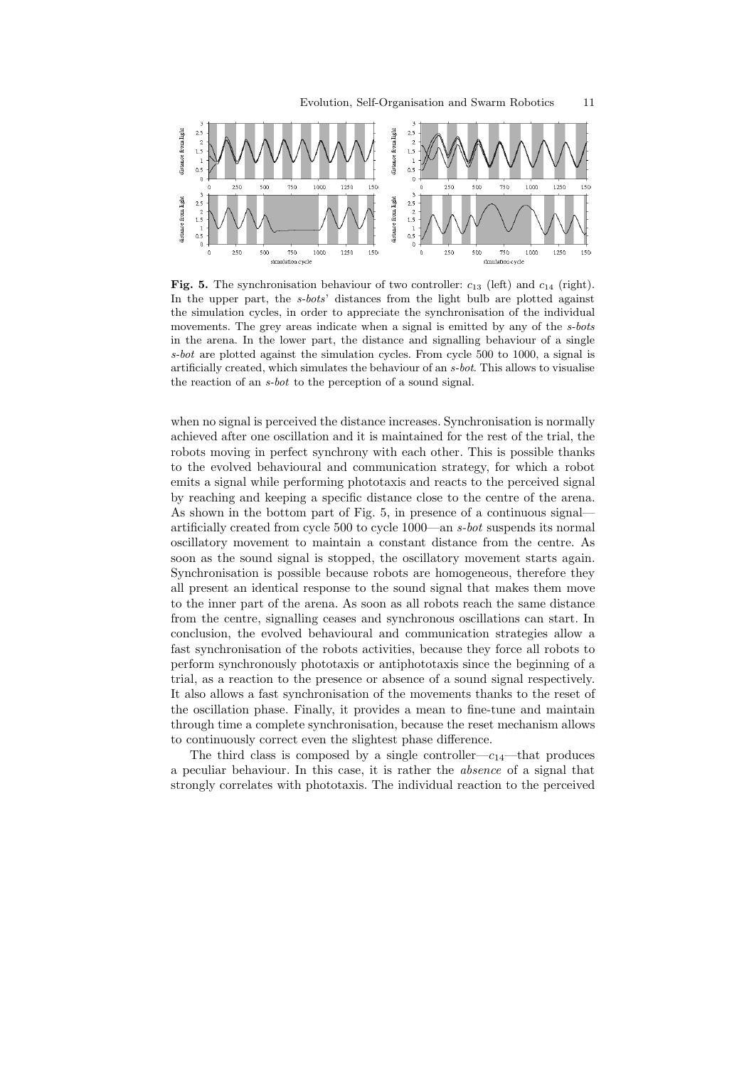distance from light

3
2.5
2
1.5
1
0.5
0

0 250 500 750 1000 1250 1500

distance from light

3
2.5
2
1.5
1
0.5
0

0 250 500 750 1000 1250 1500

distance from light

3
2.5
2
1.5
1
0.5
0

0 250 500 750 1000 1250 1500

simulation cycle

distance from light

3
2.5
2
1.5
1
0.5
0

0 250 500 750 1000 1250 1500

simulation cycle

**Fig. 5.** The synchronisation behaviour of two controller: $c_{13}$ (left) and $c_{14}$ (right). In the upper part, the *s-bots*' distances from the light bulb are plotted against the simulation cycles, in order to appreciate the synchronisation of the individual movements. The grey areas indicate when a signal is emitted by any of the *s-bots* in the arena. In the lower part, the distance and signalling behaviour of a single *s-bot* are plotted against the simulation cycles. From cycle 500 to 1000, a signal is artificially created, which simulates the behaviour of an *s-bot*. This allows to visualise the reaction of an *s-bot* to the perception of a sound signal.

when no signal is perceived the distance increases. Synchronisation is normally achieved after one oscillation and it is maintained for the rest of the trial, the robots moving in perfect synchrony with each other. This is possible thanks to the evolved behavioural and communication strategy, for which a robot emits a signal while performing phototaxis and reacts to the perceived signal by reaching and keeping a specific distance close to the centre of the arena. As shown in the bottom part of Fig. 5, in presence of a continuous signal—artificially created from cycle 500 to cycle 1000—an *s-bot* suspends its normal oscillatory movement to maintain a constant distance from the centre. As soon as the sound signal is stopped, the oscillatory movement starts again. Synchronisation is possible because robots are homogeneous, therefore they all present an identical response to the sound signal that makes them move to the inner part of the arena. As soon as all robots reach the same distance from the centre, signalling ceases and synchronous oscillations can start. In conclusion, the evolved behavioural and communication strategies allow a fast synchronisation of the robots activities, because they force all robots to perform synchronously phototaxis or antiphototaxis since the beginning of a trial, as a reaction to the presence or absence of a sound signal respectively. It also allows a fast synchronisation of the movements thanks to the reset of the oscillation phase. Finally, it provides a mean to fine-tune and maintain through time a complete synchronisation, because the reset mechanism allows to continuously correct even the slightest phase difference.

The third class is composed by a single controller—$c_{14}$—that produces a peculiar behaviour. In this case, it is rather the *absence* of a signal that strongly correlates with phototaxis. The individual reaction to the perceived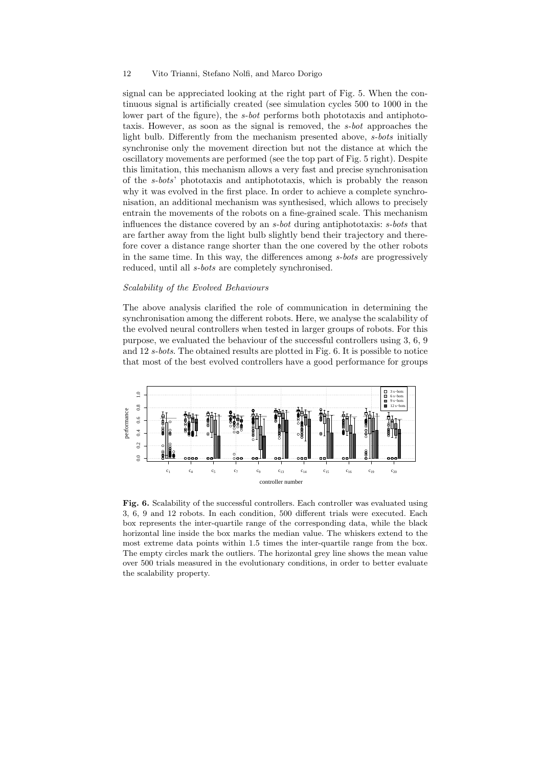signal can be appreciated looking at the right part of Fig. 5. When the continuous signal is artificially created (see simulation cycles 500 to 1000 in the lower part of the figure), the *s-bot* performs both phototaxis and antiphototaxis. However, as soon as the signal is removed, the *s-bot* approaches the light bulb. Differently from the mechanism presented above, *s-bots* initially synchronise only the movement direction but not the distance at which the oscillatory movements are performed (see the top part of Fig. 5 right). Despite this limitation, this mechanism allows a very fast and precise synchronisation of the *s-bots*' phototaxis and antiphototaxis, which is probably the reason why it was evolved in the first place. In order to achieve a complete synchronisation, an additional mechanism was synthesised, which allows to precisely entrain the movements of the robots on a fine-grained scale. This mechanism influences the distance covered by an *s-bot* during antiphototaxis: *s-bots* that are farther away from the light bulb slightly bend their trajectory and therefore cover a distance range shorter than the one covered by the other robots in the same time. In this way, the differences among *s-bots* are progressively reduced, until all *s-bots* are completely synchronised.

### *Scalability of the Evolved Behaviours*

The above analysis clarified the role of communication in determining the synchronisation among the different robots. Here, we analyse the scalability of the evolved neural controllers when tested in larger groups of robots. For this purpose, we evaluated the behaviour of the successful controllers using 3, 6, 9 and 12 *s-bots*. The obtained results are plotted in Fig. 6. It is possible to notice that most of the best evolved controllers have a good performance for groups

**Fig. 6.** Scalability of the successful controllers. Each controller was evaluated using 3, 6, 9 and 12 robots. In each condition, 500 different trials were executed. Each box represents the inter-quartile range of the corresponding data, while the black horizontal line inside the box marks the median value. The whiskers extend to the most extreme data points within 1.5 times the inter-quartile range from the box. The empty circles mark the outliers. The horizontal grey line shows the mean value over 500 trials measured in the evolutionary conditions, in order to better evaluate the scalability property.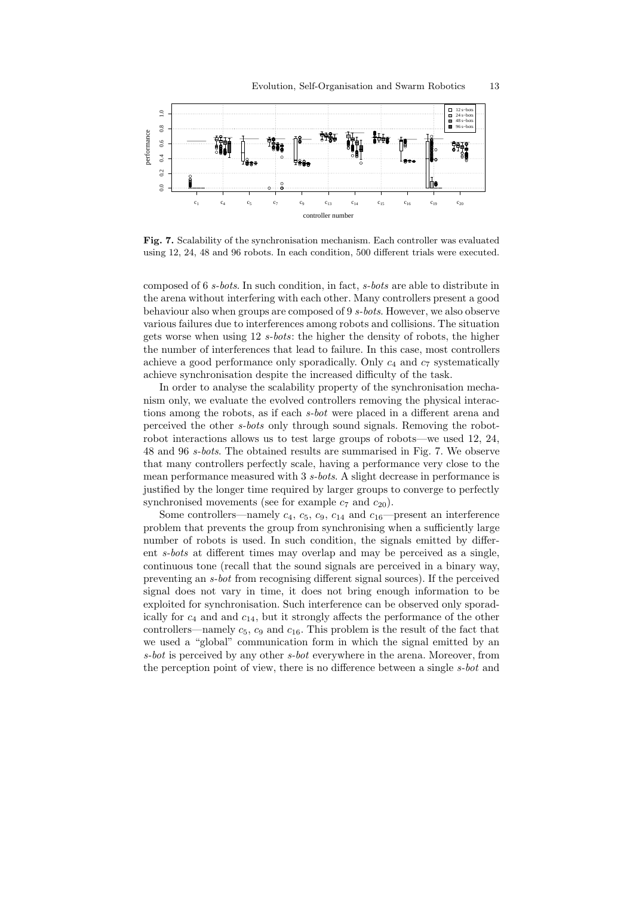**Fig. 7.** Scalability of the synchronisation mechanism. Each controller was evaluated using 12, 24, 48 and 96 robots. In each condition, 500 different trials were executed.

composed of 6 *s-bots*. In such condition, in fact, *s-bots* are able to distribute in the arena without interfering with each other. Many controllers present a good behaviour also when groups are composed of 9 *s-bots*. However, we also observe various failures due to interferences among robots and collisions. The situation gets worse when using 12 *s-bots*: the higher the density of robots, the higher the number of interferences that lead to failure. In this case, most controllers achieve a good performance only sporadically. Only $c_4$ and $c_7$ systematically achieve synchronisation despite the increased difficulty of the task.

In order to analyse the scalability property of the synchronisation mechanism only, we evaluate the evolved controllers removing the physical interactions among the robots, as if each *s-bot* were placed in a different arena and perceived the other *s-bots* only through sound signals. Removing the robot-robot interactions allows us to test large groups of robots—we used 12, 24, 48 and 96 *s-bots*. The obtained results are summarised in Fig. 7. We observe that many controllers perfectly scale, having a performance very close to the mean performance measured with 3 *s-bots*. A slight decrease in performance is justified by the longer time required by larger groups to converge to perfectly synchronised movements (see for example $c_7$ and $c_{20}$).

Some controllers—namely $c_4$, $c_5$, $c_9$, $c_{14}$ and $c_{16}$—present an interference problem that prevents the group from synchronising when a sufficiently large number of robots is used. In such condition, the signals emitted by different *s-bots* at different times may overlap and may be perceived as a single, continuous tone (recall that the sound signals are perceived in a binary way, preventing an *s-bot* from recognising different signal sources). If the perceived signal does not vary in time, it does not bring enough information to be exploited for synchronisation. Such interference can be observed only sporadically for $c_4$ and and $c_{14}$, but it strongly affects the performance of the other controllers—namely $c_5$, $c_9$ and $c_{16}$. This problem is the result of the fact that we used a "global" communication form in which the signal emitted by an *s-bot* is perceived by any other *s-bot* everywhere in the arena. Moreover, from the perception point of view, there is no difference between a single *s-bot* and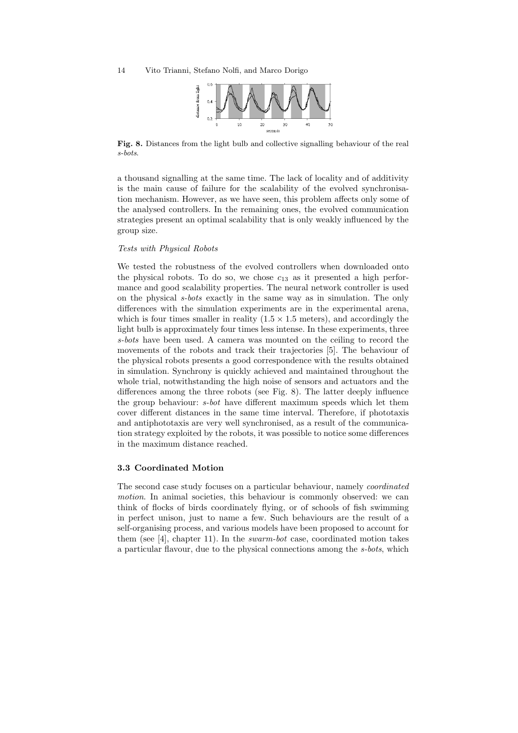**Fig. 8.** Distances from the light bulb and collective signalling behaviour of the real *s-bots*.

a thousand signalling at the same time. The lack of locality and of additivity is the main cause of failure for the scalability of the evolved synchronisation mechanism. However, as we have seen, this problem affects only some of the analysed controllers. In the remaining ones, the evolved communication strategies present an optimal scalability that is only weakly influenced by the group size.

*Tests with Physical Robots*

We tested the robustness of the evolved controllers when downloaded onto the physical robots. To do so, we chose $c_{13}$ as it presented a high performance and good scalability properties. The neural network controller is used on the physical *s-bots* exactly in the same way as in simulation. The only differences with the simulation experiments are in the experimental arena, which is four times smaller in reality ($1.5 \times 1.5$ meters), and accordingly the light bulb is approximately four times less intense. In these experiments, three *s-bots* have been used. A camera was mounted on the ceiling to record the movements of the robots and track their trajectories [5]. The behaviour of the physical robots presents a good correspondence with the results obtained in simulation. Synchrony is quickly achieved and maintained throughout the whole trial, notwithstanding the high noise of sensors and actuators and the differences among the three robots (see Fig. 8). The latter deeply influence the group behaviour: *s-bot* have different maximum speeds which let them cover different distances in the same time interval. Therefore, if phototaxis and antiphototaxis are very well synchronised, as a result of the communication strategy exploited by the robots, it was possible to notice some differences in the maximum distance reached.

### 3.3 Coordinated Motion

The second case study focuses on a particular behaviour, namely *coordinated motion*. In animal societies, this behaviour is commonly observed: we can think of flocks of birds coordinately flying, or of schools of fish swimming in perfect unison, just to name a few. Such behaviours are the result of a self-organising process, and various models have been proposed to account for them (see [4], chapter 11). In the *swarm-bot* case, coordinated motion takes a particular flavour, due to the physical connections among the *s-bots*, which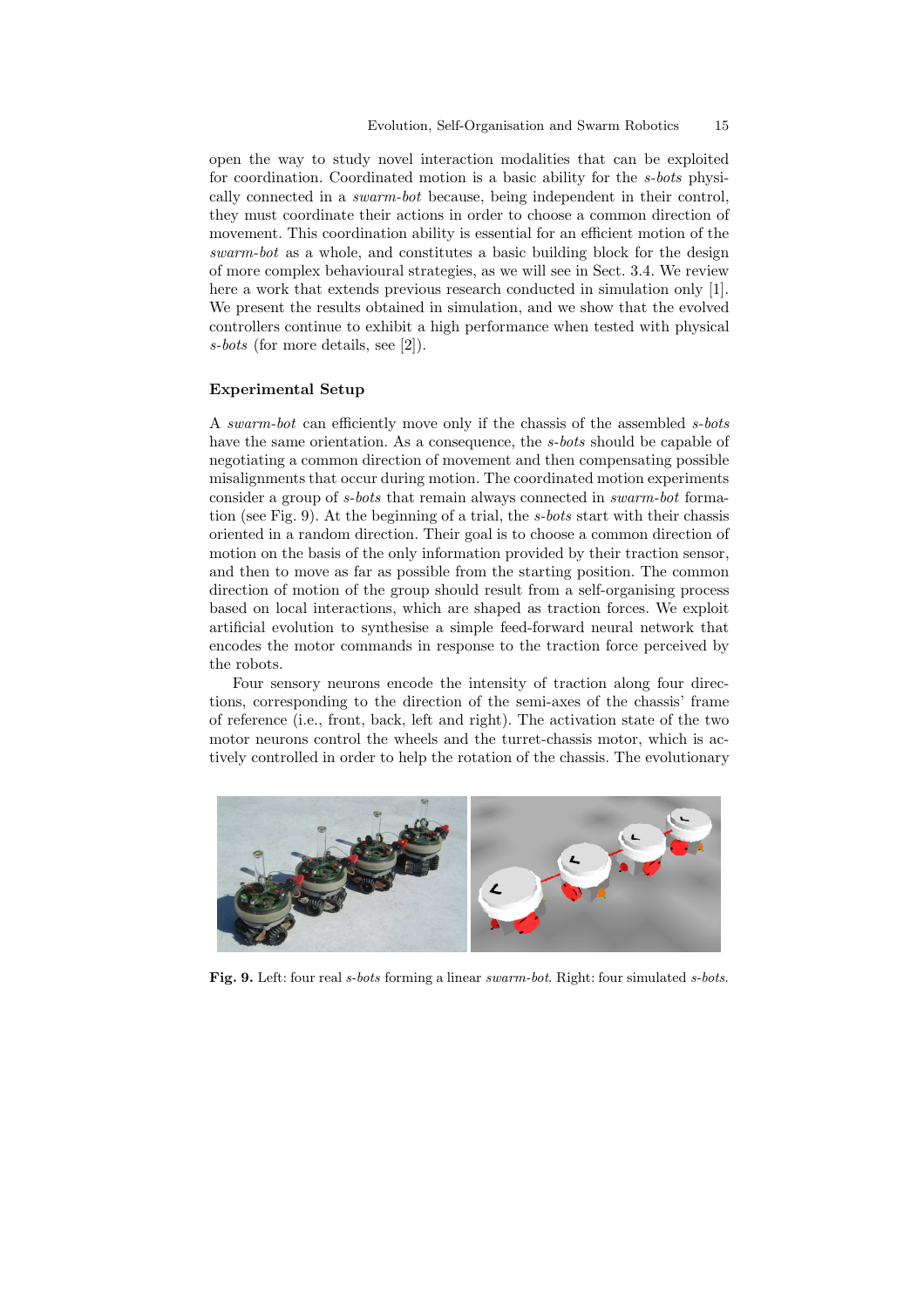open the way to study novel interaction modalities that can be exploited for coordination. Coordinated motion is a basic ability for the *s-bots* physically connected in a *swarm-bot* because, being independent in their control, they must coordinate their actions in order to choose a common direction of movement. This coordination ability is essential for an efficient motion of the *swarm-bot* as a whole, and constitutes a basic building block for the design of more complex behavioural strategies, as we will see in Sect. 3.4. We review here a work that extends previous research conducted in simulation only [1]. We present the results obtained in simulation, and we show that the evolved controllers continue to exhibit a high performance when tested with physical *s-bots* (for more details, see [2]).

**Experimental Setup**

A *swarm-bot* can efficiently move only if the chassis of the assembled *s-bots* have the same orientation. As a consequence, the *s-bots* should be capable of negotiating a common direction of movement and then compensating possible misalignments that occur during motion. The coordinated motion experiments consider a group of *s-bots* that remain always connected in *swarm-bot* formation (see Fig. 9). At the beginning of a trial, the *s-bots* start with their chassis oriented in a random direction. Their goal is to choose a common direction of motion on the basis of the only information provided by their traction sensor, and then to move as far as possible from the starting position. The common direction of motion of the group should result from a self-organising process based on local interactions, which are shaped as traction forces. We exploit artificial evolution to synthesise a simple feed-forward neural network that encodes the motor commands in response to the traction force perceived by the robots.

Four sensory neurons encode the intensity of traction along four directions, corresponding to the direction of the semi-axes of the chassis' frame of reference (i.e., front, back, left and right). The activation state of the two motor neurons control the wheels and the turret-chassis motor, which is actively controlled in order to help the rotation of the chassis. The evolutionary

**Fig. 9.** Left: four real *s-bots* forming a linear *swarm-bot*. Right: four simulated *s-bots*.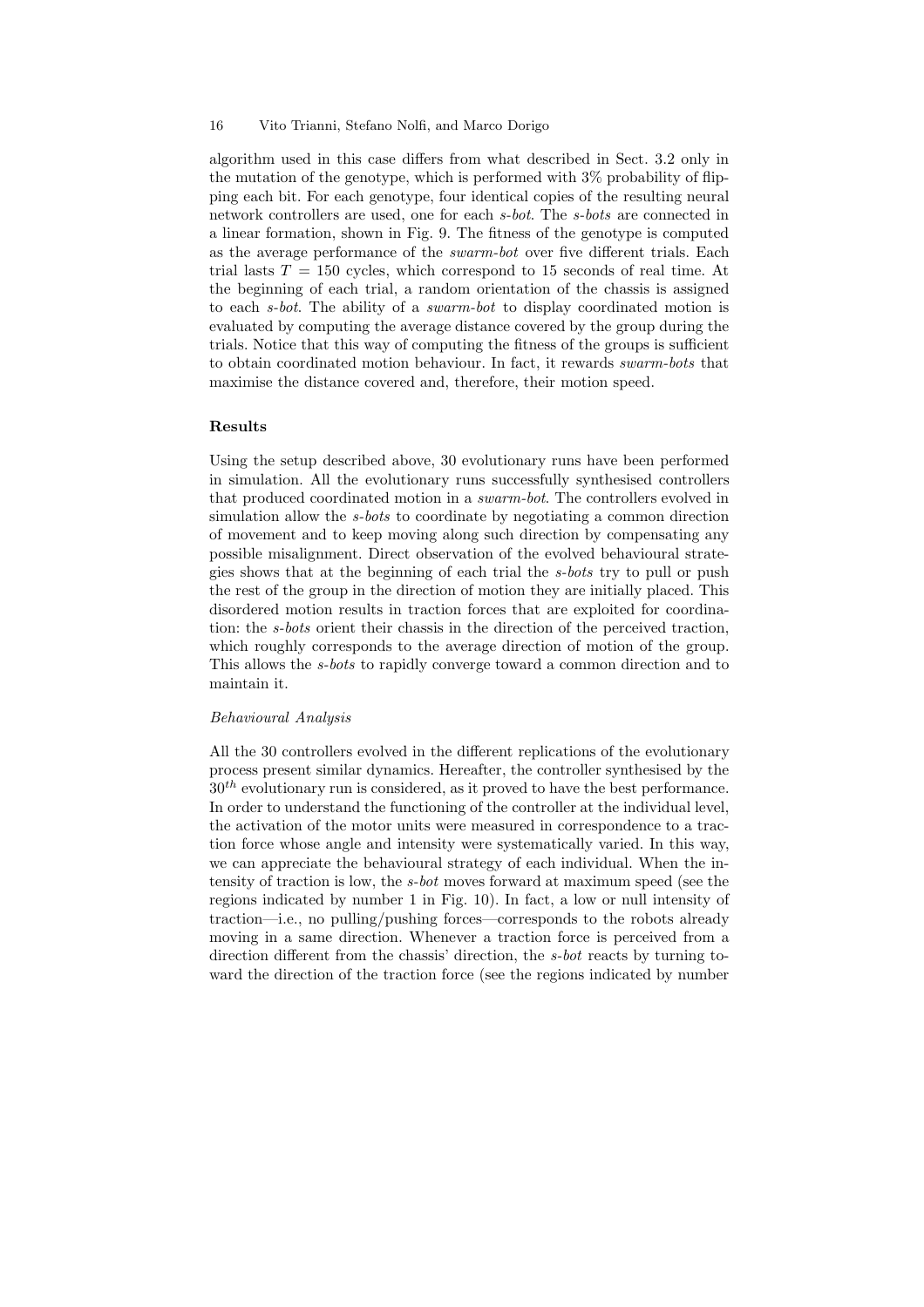algorithm used in this case differs from what described in Sect. 3.2 only in the mutation of the genotype, which is performed with 3% probability of flipping each bit. For each genotype, four identical copies of the resulting neural network controllers are used, one for each *s-bot*. The *s-bots* are connected in a linear formation, shown in Fig. 9. The fitness of the genotype is computed as the average performance of the *swarm-bot* over five different trials. Each trial lasts $T = 150$ cycles, which correspond to 15 seconds of real time. At the beginning of each trial, a random orientation of the chassis is assigned to each *s-bot*. The ability of a *swarm-bot* to display coordinated motion is evaluated by computing the average distance covered by the group during the trials. Notice that this way of computing the fitness of the groups is sufficient to obtain coordinated motion behaviour. In fact, it rewards *swarm-bots* that maximise the distance covered and, therefore, their motion speed.

**Results**

Using the setup described above, 30 evolutionary runs have been performed in simulation. All the evolutionary runs successfully synthesised controllers that produced coordinated motion in a *swarm-bot*. The controllers evolved in simulation allow the *s-bots* to coordinate by negotiating a common direction of movement and to keep moving along such direction by compensating any possible misalignment. Direct observation of the evolved behavioural strategies shows that at the beginning of each trial the *s-bots* try to pull or push the rest of the group in the direction of motion they are initially placed. This disordered motion results in traction forces that are exploited for coordination: the *s-bots* orient their chassis in the direction of the perceived traction, which roughly corresponds to the average direction of motion of the group. This allows the *s-bots* to rapidly converge toward a common direction and to maintain it.

*Behavioural Analysis*

All the 30 controllers evolved in the different replications of the evolutionary process present similar dynamics. Hereafter, the controller synthesised by the $30^{th}$ evolutionary run is considered, as it proved to have the best performance. In order to understand the functioning of the controller at the individual level, the activation of the motor units were measured in correspondence to a traction force whose angle and intensity were systematically varied. In this way, we can appreciate the behavioural strategy of each individual. When the intensity of traction is low, the *s-bot* moves forward at maximum speed (see the regions indicated by number 1 in Fig. 10). In fact, a low or null intensity of traction—i.e., no pulling/pushing forces—corresponds to the robots already moving in a same direction. Whenever a traction force is perceived from a direction different from the chassis' direction, the *s-bot* reacts by turning toward the direction of the traction force (see the regions indicated by number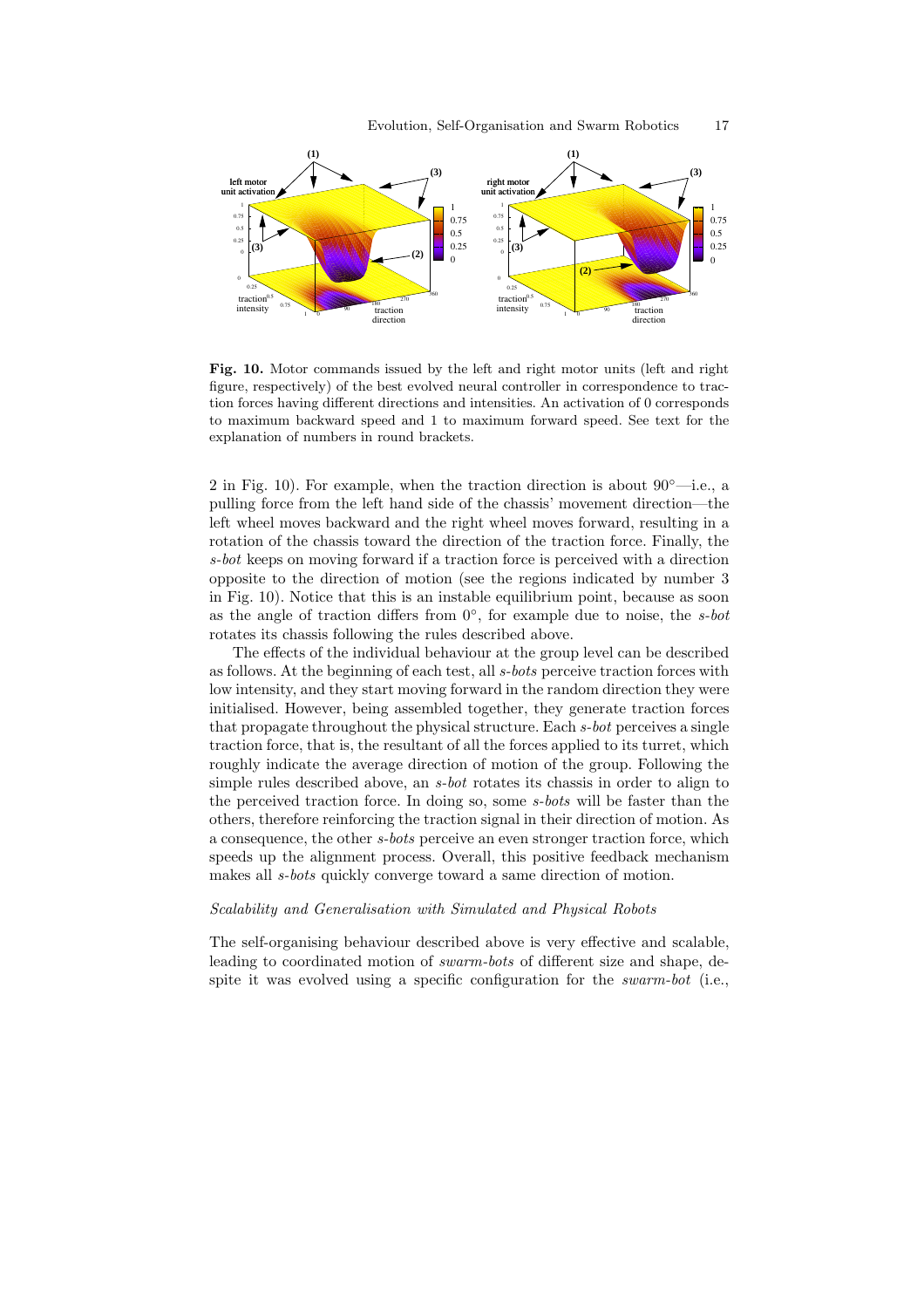**Fig. 10.** Motor commands issued by the left and right motor units (left and right figure, respectively) of the best evolved neural controller in correspondence to traction forces having different directions and intensities. An activation of 0 corresponds to maximum backward speed and 1 to maximum forward speed. See text for the explanation of numbers in round brackets.

2 in Fig. 10). For example, when the traction direction is about 90°—i.e., a pulling force from the left hand side of the chassis' movement direction—the left wheel moves backward and the right wheel moves forward, resulting in a rotation of the chassis toward the direction of the traction force. Finally, the *s-bot* keeps on moving forward if a traction force is perceived with a direction opposite to the direction of motion (see the regions indicated by number 3 in Fig. 10). Notice that this is an instable equilibrium point, because as soon as the angle of traction differs from 0°, for example due to noise, the *s-bot* rotates its chassis following the rules described above.

The effects of the individual behaviour at the group level can be described as follows. At the beginning of each test, all *s-bots* perceive traction forces with low intensity, and they start moving forward in the random direction they were initialised. However, being assembled together, they generate traction forces that propagate throughout the physical structure. Each *s-bot* perceives a single traction force, that is, the resultant of all the forces applied to its turret, which roughly indicate the average direction of motion of the group. Following the simple rules described above, an *s-bot* rotates its chassis in order to align to the perceived traction force. In doing so, some *s-bots* will be faster than the others, therefore reinforcing the traction signal in their direction of motion. As a consequence, the other *s-bots* perceive an even stronger traction force, which speeds up the alignment process. Overall, this positive feedback mechanism makes all *s-bots* quickly converge toward a same direction of motion.

*Scalability and Generalisation with Simulated and Physical Robots*

The self-organising behaviour described above is very effective and scalable, leading to coordinated motion of *swarm-bots* of different size and shape, despite it was evolved using a specific configuration for the *swarm-bot* (i.e.,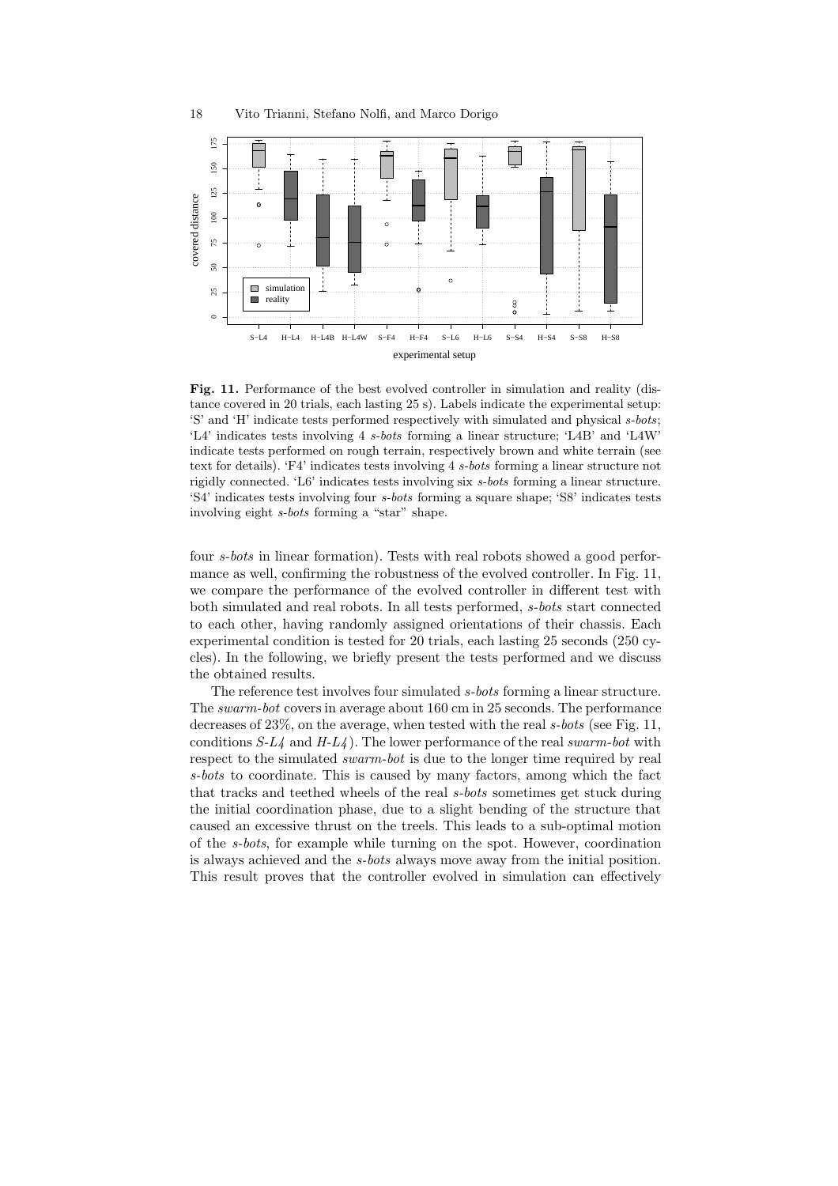**Fig. 11.** Performance of the best evolved controller in simulation and reality (distance covered in 20 trials, each lasting 25 s). Labels indicate the experimental setup: 'S' and 'H' indicate tests performed respectively with simulated and physical *s-bots*; 'L4' indicates tests involving 4 *s-bots* forming a linear structure; 'L4B' and 'L4W' indicate tests performed on rough terrain, respectively brown and white terrain (see text for details). 'F4' indicates tests involving 4 *s-bots* forming a linear structure not rigidly connected. 'L6' indicates tests involving six *s-bots* forming a linear structure. 'S4' indicates tests involving four *s-bots* forming a square shape; 'S8' indicates tests involving eight *s-bots* forming a "star" shape.

four *s-bots* in linear formation). Tests with real robots showed a good performance as well, confirming the robustness of the evolved controller. In Fig. 11, we compare the performance of the evolved controller in different test with both simulated and real robots. In all tests performed, *s-bots* start connected to each other, having randomly assigned orientations of their chassis. Each experimental condition is tested for 20 trials, each lasting 25 seconds (250 cycles). In the following, we briefly present the tests performed and we discuss the obtained results.

The reference test involves four simulated *s-bots* forming a linear structure. The *swarm-bot* covers in average about 160 cm in 25 seconds. The performance decreases of 23%, on the average, when tested with the real *s-bots* (see Fig. 11, conditions *S-L4* and *H-L4*). The lower performance of the real *swarm-bot* with respect to the simulated *swarm-bot* is due to the longer time required by real *s-bots* to coordinate. This is caused by many factors, among which the fact that tracks and teethed wheels of the real *s-bots* sometimes get stuck during the initial coordination phase, due to a slight bending of the structure that caused an excessive thrust on the treels. This leads to a sub-optimal motion of the *s-bots*, for example while turning on the spot. However, coordination is always achieved and the *s-bots* always move away from the initial position. This result proves that the controller evolved in simulation can effectively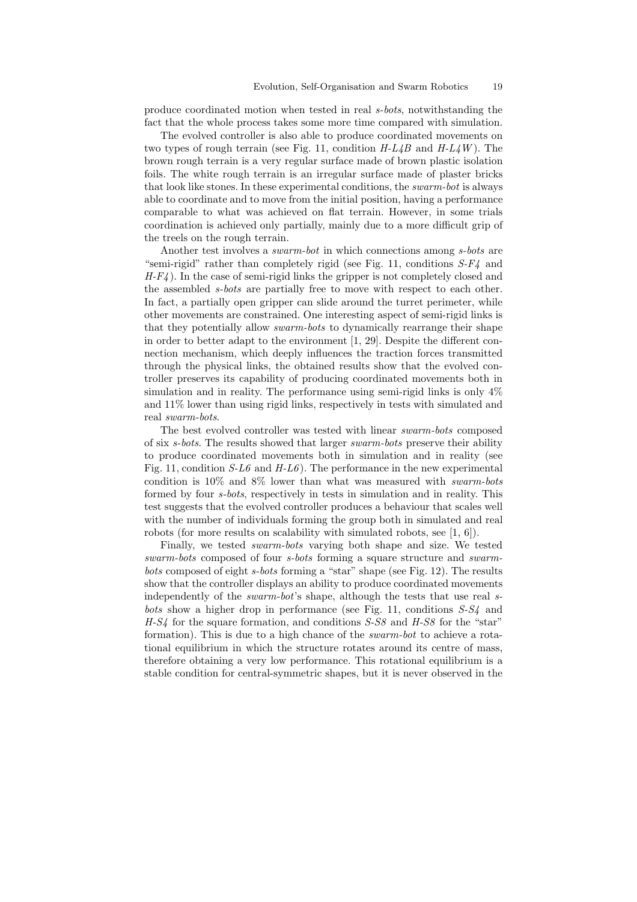produce coordinated motion when tested in real *s-bots*, notwithstanding the fact that the whole process takes some more time compared with simulation.

The evolved controller is also able to produce coordinated movements on two types of rough terrain (see Fig. 11, condition *H-L4B* and *H-L4W*). The brown rough terrain is a very regular surface made of brown plastic isolation foils. The white rough terrain is an irregular surface made of plaster bricks that look like stones. In these experimental conditions, the *swarm-bot* is always able to coordinate and to move from the initial position, having a performance comparable to what was achieved on flat terrain. However, in some trials coordination is achieved only partially, mainly due to a more difficult grip of the treels on the rough terrain.

Another test involves a *swarm-bot* in which connections among *s-bots* are "semi-rigid" rather than completely rigid (see Fig. 11, conditions *S-F4* and *H-F4*). In the case of semi-rigid links the gripper is not completely closed and the assembled *s-bots* are partially free to move with respect to each other. In fact, a partially open gripper can slide around the turret perimeter, while other movements are constrained. One interesting aspect of semi-rigid links is that they potentially allow *swarm-bots* to dynamically rearrange their shape in order to better adapt to the environment [1, 29]. Despite the different connection mechanism, which deeply influences the traction forces transmitted through the physical links, the obtained results show that the evolved controller preserves its capability of producing coordinated movements both in simulation and in reality. The performance using semi-rigid links is only 4% and 11% lower than using rigid links, respectively in tests with simulated and real *swarm-bots*.

The best evolved controller was tested with linear *swarm-bots* composed of six *s-bots*. The results showed that larger *swarm-bots* preserve their ability to produce coordinated movements both in simulation and in reality (see Fig. 11, condition *S-L6* and *H-L6*). The performance in the new experimental condition is 10% and 8% lower than what was measured with *swarm-bots* formed by four *s-bots*, respectively in tests in simulation and in reality. This test suggests that the evolved controller produces a behaviour that scales well with the number of individuals forming the group both in simulated and real robots (for more results on scalability with simulated robots, see [1, 6]).

Finally, we tested *swarm-bots* varying both shape and size. We tested *swarm-bots* composed of four *s-bots* forming a square structure and *swarm-bots* composed of eight *s-bots* forming a "star" shape (see Fig. 12). The results show that the controller displays an ability to produce coordinated movements independently of the *swarm-bot*'s shape, although the tests that use real *s-bots* show a higher drop in performance (see Fig. 11, conditions *S-S4* and *H-S4* for the square formation, and conditions *S-S8* and *H-S8* for the "star" formation). This is due to a high chance of the *swarm-bot* to achieve a rotational equilibrium in which the structure rotates around its centre of mass, therefore obtaining a very low performance. This rotational equilibrium is a stable condition for central-symmetric shapes, but it is never observed in the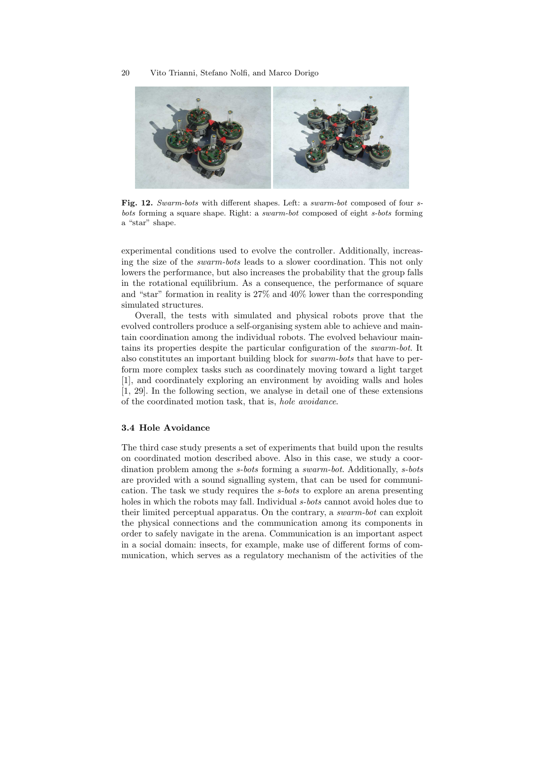**Fig. 12.** *Swarm-bots* with different shapes. Left: a *swarm-bot* composed of four *s-bots* forming a square shape. Right: a *swarm-bot* composed of eight *s-bots* forming a "star" shape.

experimental conditions used to evolve the controller. Additionally, increasing the size of the *swarm-bots* leads to a slower coordination. This not only lowers the performance, but also increases the probability that the group falls in the rotational equilibrium. As a consequence, the performance of square and "star" formation in reality is 27% and 40% lower than the corresponding simulated structures.

Overall, the tests with simulated and physical robots prove that the evolved controllers produce a self-organising system able to achieve and maintain coordination among the individual robots. The evolved behaviour maintains its properties despite the particular configuration of the *swarm-bot*. It also constitutes an important building block for *swarm-bots* that have to perform more complex tasks such as coordinately moving toward a light target [1], and coordinately exploring an environment by avoiding walls and holes [1, 29]. In the following section, we analyse in detail one of these extensions of the coordinated motion task, that is, *hole avoidance*.

### 3.4 Hole Avoidance

The third case study presents a set of experiments that build upon the results on coordinated motion described above. Also in this case, we study a coordination problem among the *s-bots* forming a *swarm-bot*. Additionally, *s-bots* are provided with a sound signalling system, that can be used for communication. The task we study requires the *s-bots* to explore an arena presenting holes in which the robots may fall. Individual *s-bots* cannot avoid holes due to their limited perceptual apparatus. On the contrary, a *swarm-bot* can exploit the physical connections and the communication among its components in order to safely navigate in the arena. Communication is an important aspect in a social domain: insects, for example, make use of different forms of communication, which serves as a regulatory mechanism of the activities of the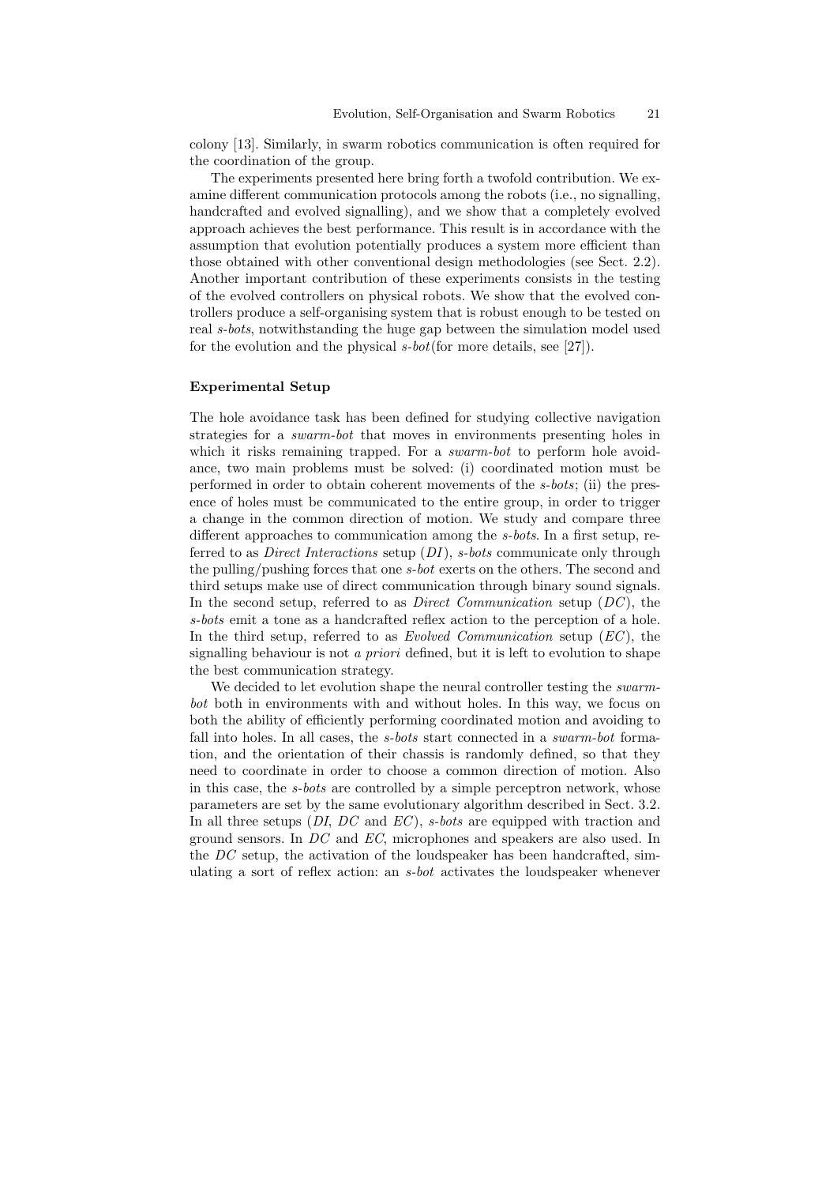colony [13]. Similarly, in swarm robotics communication is often required for the coordination of the group.

The experiments presented here bring forth a twofold contribution. We examine different communication protocols among the robots (i.e., no signalling, handcrafted and evolved signalling), and we show that a completely evolved approach achieves the best performance. This result is in accordance with the assumption that evolution potentially produces a system more efficient than those obtained with other conventional design methodologies (see Sect. 2.2). Another important contribution of these experiments consists in the testing of the evolved controllers on physical robots. We show that the evolved controllers produce a self-organising system that is robust enough to be tested on real *s-bots*, notwithstanding the huge gap between the simulation model used for the evolution and the physical *s-bot*(for more details, see [27]).

#### Experimental Setup

The hole avoidance task has been defined for studying collective navigation strategies for a *swarm-bot* that moves in environments presenting holes in which it risks remaining trapped. For a *swarm-bot* to perform hole avoidance, two main problems must be solved: (i) coordinated motion must be performed in order to obtain coherent movements of the *s-bots*; (ii) the presence of holes must be communicated to the entire group, in order to trigger a change in the common direction of motion. We study and compare three different approaches to communication among the *s-bots*. In a first setup, referred to as *Direct Interactions* setup (*DI*), *s-bots* communicate only through the pulling/pushing forces that one *s-bot* exerts on the others. The second and third setups make use of direct communication through binary sound signals. In the second setup, referred to as *Direct Communication* setup (*DC*), the *s-bots* emit a tone as a handcrafted reflex action to the perception of a hole. In the third setup, referred to as *Evolved Communication* setup (*EC*), the signalling behaviour is not *a priori* defined, but it is left to evolution to shape the best communication strategy.

We decided to let evolution shape the neural controller testing the *swarm-bot* both in environments with and without holes. In this way, we focus on both the ability of efficiently performing coordinated motion and avoiding to fall into holes. In all cases, the *s-bots* start connected in a *swarm-bot* formation, and the orientation of their chassis is randomly defined, so that they need to coordinate in order to choose a common direction of motion. Also in this case, the *s-bots* are controlled by a simple perceptron network, whose parameters are set by the same evolutionary algorithm described in Sect. 3.2. In all three setups (*DI*, *DC* and *EC*), *s-bots* are equipped with traction and ground sensors. In *DC* and *EC*, microphones and speakers are also used. In the *DC* setup, the activation of the loudspeaker has been handcrafted, simulating a sort of reflex action: an *s-bot* activates the loudspeaker whenever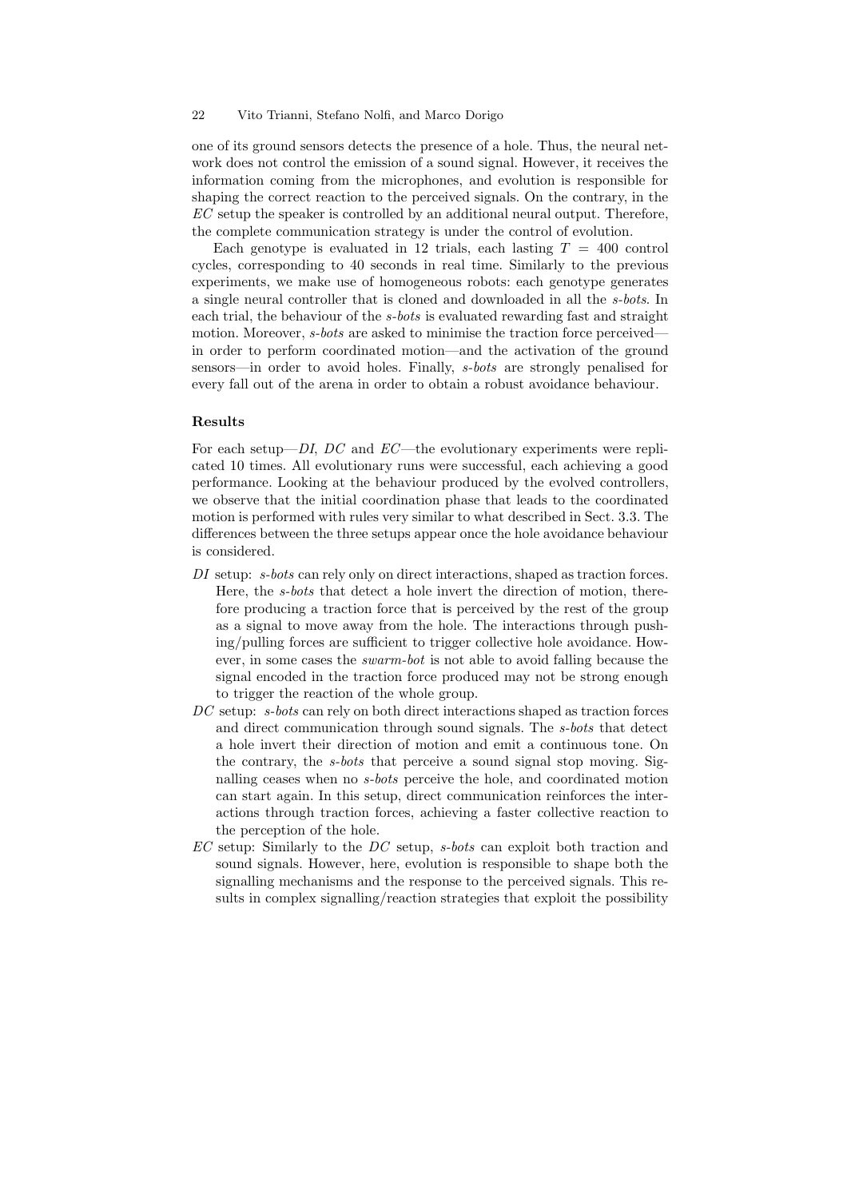one of its ground sensors detects the presence of a hole. Thus, the neural network does not control the emission of a sound signal. However, it receives the information coming from the microphones, and evolution is responsible for shaping the correct reaction to the perceived signals. On the contrary, in the *EC* setup the speaker is controlled by an additional neural output. Therefore, the complete communication strategy is under the control of evolution.

Each genotype is evaluated in 12 trials, each lasting $T = 400$ control cycles, corresponding to 40 seconds in real time. Similarly to the previous experiments, we make use of homogeneous robots: each genotype generates a single neural controller that is cloned and downloaded in all the *s-bots*. In each trial, the behaviour of the *s-bots* is evaluated rewarding fast and straight motion. Moreover, *s-bots* are asked to minimise the traction force perceived—in order to perform coordinated motion—and the activation of the ground sensors—in order to avoid holes. Finally, *s-bots* are strongly penalised for every fall out of the arena in order to obtain a robust avoidance behaviour.

#### Results

For each setup—*DI*, *DC* and *EC*—the evolutionary experiments were replicated 10 times. All evolutionary runs were successful, each achieving a good performance. Looking at the behaviour produced by the evolved controllers, we observe that the initial coordination phase that leads to the coordinated motion is performed with rules very similar to what described in Sect. 3.3. The differences between the three setups appear once the hole avoidance behaviour is considered.

- *DI* setup: *s-bots* can rely only on direct interactions, shaped as traction forces. Here, the *s-bots* that detect a hole invert the direction of motion, therefore producing a traction force that is perceived by the rest of the group as a signal to move away from the hole. The interactions through pushing/pulling forces are sufficient to trigger collective hole avoidance. However, in some cases the *swarm-bot* is not able to avoid falling because the signal encoded in the traction force produced may not be strong enough to trigger the reaction of the whole group.
- *DC* setup: *s-bots* can rely on both direct interactions shaped as traction forces and direct communication through sound signals. The *s-bots* that detect a hole invert their direction of motion and emit a continuous tone. On the contrary, the *s-bots* that perceive a sound signal stop moving. Signalling ceases when no *s-bots* perceive the hole, and coordinated motion can start again. In this setup, direct communication reinforces the interactions through traction forces, achieving a faster collective reaction to the perception of the hole.
- *EC* setup: Similarly to the *DC* setup, *s-bots* can exploit both traction and sound signals. However, here, evolution is responsible to shape both the signalling mechanisms and the response to the perceived signals. This results in complex signalling/reaction strategies that exploit the possibility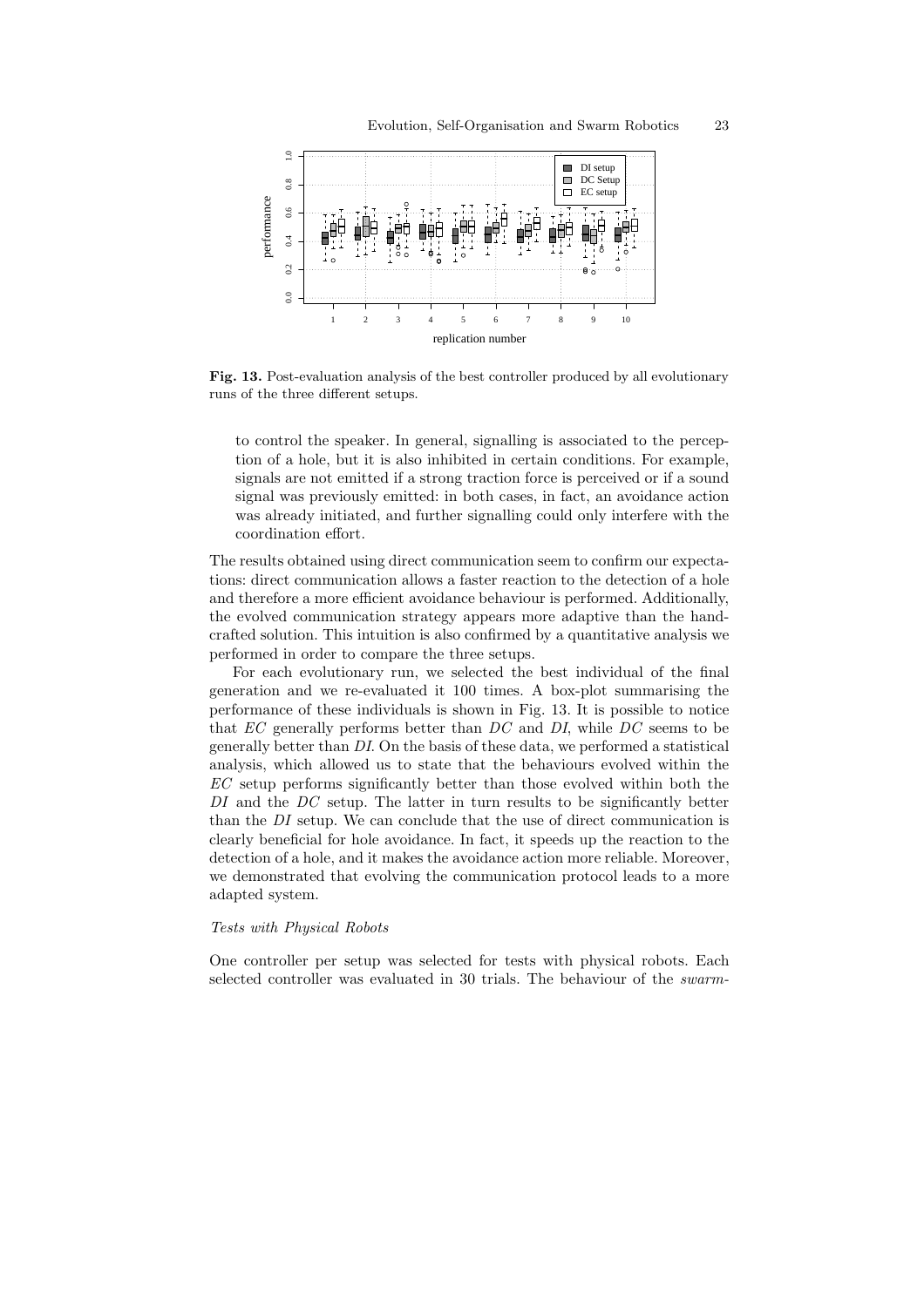**Fig. 13.** Post-evaluation analysis of the best controller produced by all evolutionary runs of the three different setups.

to control the speaker. In general, signalling is associated to the perception of a hole, but it is also inhibited in certain conditions. For example, signals are not emitted if a strong traction force is perceived or if a sound signal was previously emitted: in both cases, in fact, an avoidance action was already initiated, and further signalling could only interfere with the coordination effort.

The results obtained using direct communication seem to confirm our expectations: direct communication allows a faster reaction to the detection of a hole and therefore a more efficient avoidance behaviour is performed. Additionally, the evolved communication strategy appears more adaptive than the handcrafted solution. This intuition is also confirmed by a quantitative analysis we performed in order to compare the three setups.

For each evolutionary run, we selected the best individual of the final generation and we re-evaluated it 100 times. A box-plot summarising the performance of these individuals is shown in Fig. 13. It is possible to notice that *EC* generally performs better than *DC* and *DI*, while *DC* seems to be generally better than *DI*. On the basis of these data, we performed a statistical analysis, which allowed us to state that the behaviours evolved within the *EC* setup performs significantly better than those evolved within both the *DI* and the *DC* setup. The latter in turn results to be significantly better than the *DI* setup. We can conclude that the use of direct communication is clearly beneficial for hole avoidance. In fact, it speeds up the reaction to the detection of a hole, and it makes the avoidance action more reliable. Moreover, we demonstrated that evolving the communication protocol leads to a more adapted system.

*Tests with Physical Robots*

One controller per setup was selected for tests with physical robots. Each selected controller was evaluated in 30 trials. The behaviour of the *swarm-*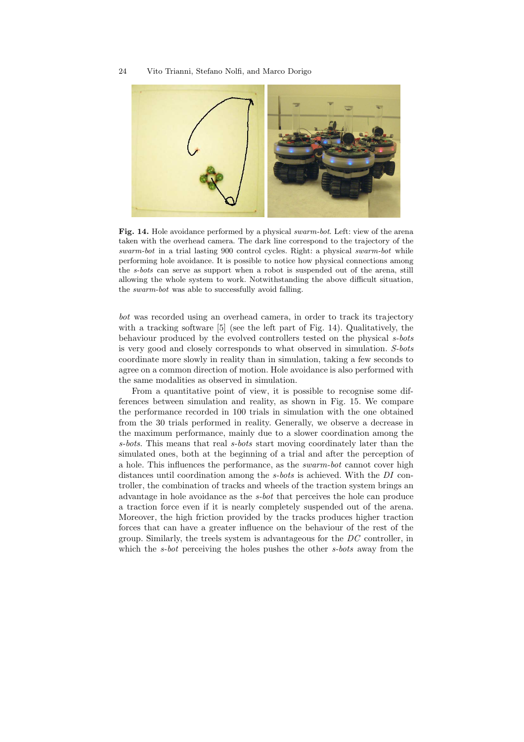**Fig. 14.** Hole avoidance performed by a physical *swarm-bot*. Left: view of the arena taken with the overhead camera. The dark line correspond to the trajectory of the *swarm-bot* in a trial lasting 900 control cycles. Right: a physical *swarm-bot* while performing hole avoidance. It is possible to notice how physical connections among the *s-bots* can serve as support when a robot is suspended out of the arena, still allowing the whole system to work. Notwithstanding the above difficult situation, the *swarm-bot* was able to successfully avoid falling.

*bot* was recorded using an overhead camera, in order to track its trajectory with a tracking software [5] (see the left part of Fig. 14). Qualitatively, the behaviour produced by the evolved controllers tested on the physical *s-bots* is very good and closely corresponds to what observed in simulation. *S-bots* coordinate more slowly in reality than in simulation, taking a few seconds to agree on a common direction of motion. Hole avoidance is also performed with the same modalities as observed in simulation.

From a quantitative point of view, it is possible to recognise some differences between simulation and reality, as shown in Fig. 15. We compare the performance recorded in 100 trials in simulation with the one obtained from the 30 trials performed in reality. Generally, we observe a decrease in the maximum performance, mainly due to a slower coordination among the *s-bots*. This means that real *s-bots* start moving coordinately later than the simulated ones, both at the beginning of a trial and after the perception of a hole. This influences the performance, as the *swarm-bot* cannot cover high distances until coordination among the *s-bots* is achieved. With the *DI* controller, the combination of tracks and wheels of the traction system brings an advantage in hole avoidance as the *s-bot* that perceives the hole can produce a traction force even if it is nearly completely suspended out of the arena. Moreover, the high friction provided by the tracks produces higher traction forces that can have a greater influence on the behaviour of the rest of the group. Similarly, the treels system is advantageous for the *DC* controller, in which the *s-bot* perceiving the holes pushes the other *s-bots* away from the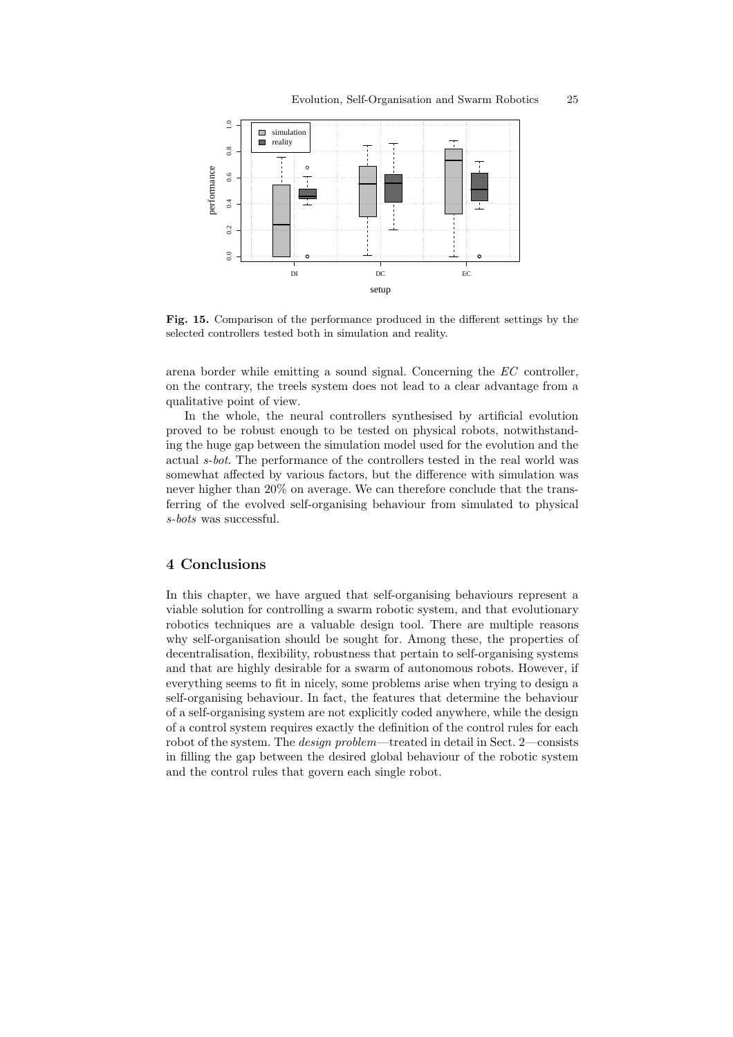**Fig. 15.** Comparison of the performance produced in the different settings by the selected controllers tested both in simulation and reality.

arena border while emitting a sound signal. Concerning the *EC* controller, on the contrary, the treels system does not lead to a clear advantage from a qualitative point of view.

In the whole, the neural controllers synthesised by artificial evolution proved to be robust enough to be tested on physical robots, notwithstanding the huge gap between the simulation model used for the evolution and the actual *s-bot*. The performance of the controllers tested in the real world was somewhat affected by various factors, but the difference with simulation was never higher than 20% on average. We can therefore conclude that the transferring of the evolved self-organising behaviour from simulated to physical *s-bots* was successful.

# 4 Conclusions

In this chapter, we have argued that self-organising behaviours represent a viable solution for controlling a swarm robotic system, and that evolutionary robotics techniques are a valuable design tool. There are multiple reasons why self-organisation should be sought for. Among these, the properties of decentralisation, flexibility, robustness that pertain to self-organising systems and that are highly desirable for a swarm of autonomous robots. However, if everything seems to fit in nicely, some problems arise when trying to design a self-organising behaviour. In fact, the features that determine the behaviour of a self-organising system are not explicitly coded anywhere, while the design of a control system requires exactly the definition of the control rules for each robot of the system. The *design problem*—treated in detail in Sect. 2—consists in filling the gap between the desired global behaviour of the robotic system and the control rules that govern each single robot.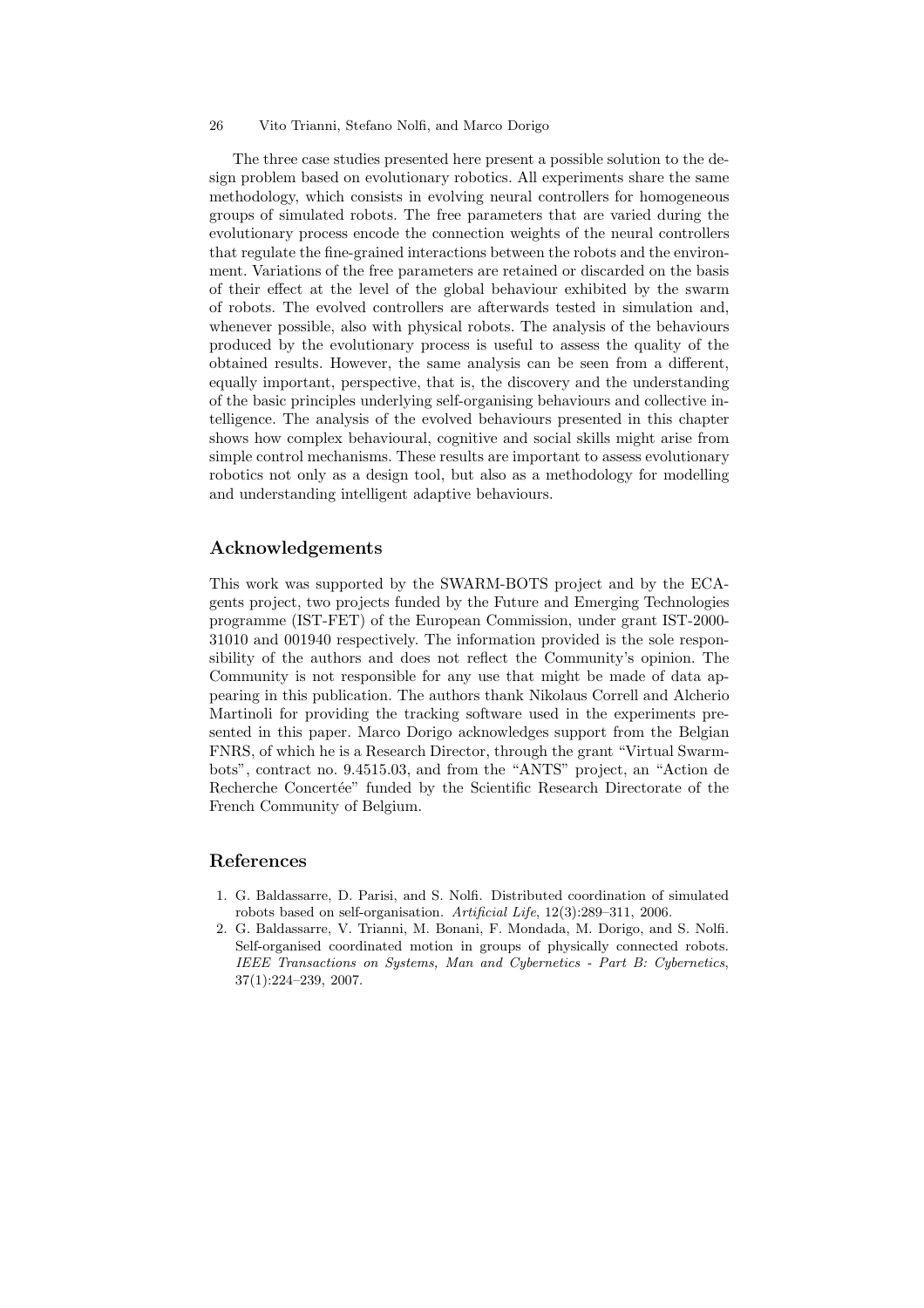The three case studies presented here present a possible solution to the design problem based on evolutionary robotics. All experiments share the same methodology, which consists in evolving neural controllers for homogeneous groups of simulated robots. The free parameters that are varied during the evolutionary process encode the connection weights of the neural controllers that regulate the fine-grained interactions between the robots and the environment. Variations of the free parameters are retained or discarded on the basis of their effect at the level of the global behaviour exhibited by the swarm of robots. The evolved controllers are afterwards tested in simulation and, whenever possible, also with physical robots. The analysis of the behaviours produced by the evolutionary process is useful to assess the quality of the obtained results. However, the same analysis can be seen from a different, equally important, perspective, that is, the discovery and the understanding of the basic principles underlying self-organising behaviours and collective intelligence. The analysis of the evolved behaviours presented in this chapter shows how complex behavioural, cognitive and social skills might arise from simple control mechanisms. These results are important to assess evolutionary robotics not only as a design tool, but also as a methodology for modelling and understanding intelligent adaptive behaviours.

## Acknowledgements

This work was supported by the SWARM-BOTS project and by the ECAgents project, two projects funded by the Future and Emerging Technologies programme (IST-FET) of the European Commission, under grant IST-2000-31010 and 001940 respectively. The information provided is the sole responsibility of the authors and does not reflect the Community's opinion. The Community is not responsible for any use that might be made of data appearing in this publication. The authors thank Nikolaus Correll and Alcherio Martinoli for providing the tracking software used in the experiments presented in this paper. Marco Dorigo acknowledges support from the Belgian FNRS, of which he is a Research Director, through the grant "Virtual Swarmbots", contract no. 9.4515.03, and from the "ANTS" project, an "Action de Recherche Concertée" funded by the Scientific Research Directorate of the French Community of Belgium.

## References

1. G. Baldassarre, D. Parisi, and S. Nolfi. Distributed coordination of simulated robots based on self-organisation. *Artificial Life*, 12(3):289–311, 2006.
2. G. Baldassarre, V. Trianni, M. Bonani, F. Mondada, M. Dorigo, and S. Nolfi. Self-organised coordinated motion in groups of physically connected robots. *IEEE Transactions on Systems, Man and Cybernetics - Part B: Cybernetics*, 37(1):224–239, 2007.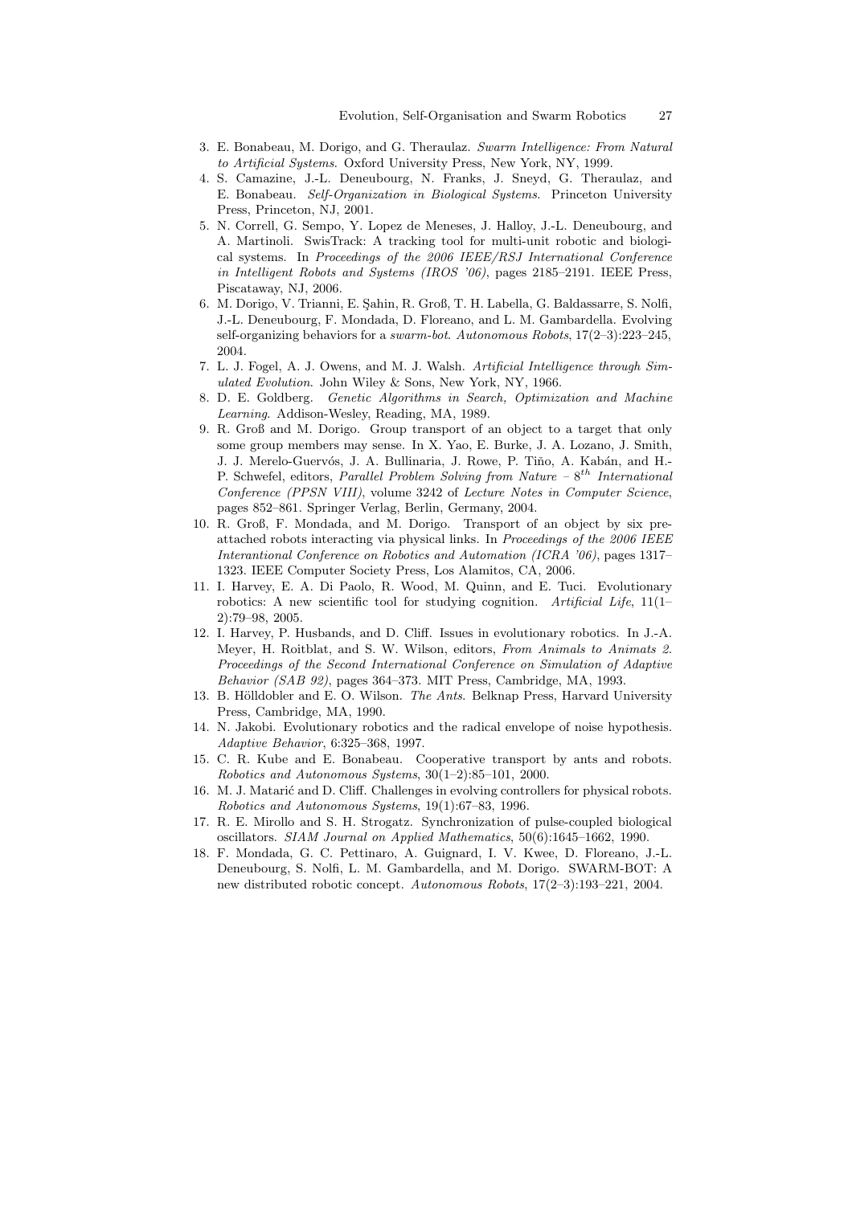3. E. Bonabeau, M. Dorigo, and G. Theraulaz. *Swarm Intelligence: From Natural to Artificial Systems*. Oxford University Press, New York, NY, 1999.
4. S. Camazine, J.-L. Deneubourg, N. Franks, J. Sneyd, G. Theraulaz, and E. Bonabeau. *Self-Organization in Biological Systems*. Princeton University Press, Princeton, NJ, 2001.
5. N. Correll, G. Sempo, Y. Lopez de Meneses, J. Halloy, J.-L. Deneubourg, and A. Martinoli. SwisTrack: A tracking tool for multi-unit robotic and biological systems. In *Proceedings of the 2006 IEEE/RSJ International Conference in Intelligent Robots and Systems (IROS '06)*, pages 2185–2191. IEEE Press, Piscataway, NJ, 2006.
6. M. Dorigo, V. Trianni, E. Şahin, R. Groß, T. H. Labella, G. Baldassarre, S. Nolfi, J.-L. Deneubourg, F. Mondada, D. Floreano, and L. M. Gambardella. Evolving self-organizing behaviors for a *swarm-bot*. *Autonomous Robots*, 17(2–3):223–245, 2004.
7. L. J. Fogel, A. J. Owens, and M. J. Walsh. *Artificial Intelligence through Simulated Evolution*. John Wiley & Sons, New York, NY, 1966.
8. D. E. Goldberg. *Genetic Algorithms in Search, Optimization and Machine Learning*. Addison-Wesley, Reading, MA, 1989.
9. R. Groß and M. Dorigo. Group transport of an object to a target that only some group members may sense. In X. Yao, E. Burke, J. A. Lozano, J. Smith, J. J. Merelo-Guervós, J. A. Bullinaria, J. Rowe, P. Tiňo, A. Kabán, and H.-P. Schwefel, editors, *Parallel Problem Solving from Nature – $8^{th}$ International Conference (PPSN VIII)*, volume 3242 of *Lecture Notes in Computer Science*, pages 852–861. Springer Verlag, Berlin, Germany, 2004.
10. R. Groß, F. Mondada, and M. Dorigo. Transport of an object by six pre-attached robots interacting via physical links. In *Proceedings of the 2006 IEEE Interantional Conference on Robotics and Automation (ICRA '06)*, pages 1317–1323. IEEE Computer Society Press, Los Alamitos, CA, 2006.
11. I. Harvey, E. A. Di Paolo, R. Wood, M. Quinn, and E. Tuci. Evolutionary robotics: A new scientific tool for studying cognition. *Artificial Life*, 11(1–2):79–98, 2005.
12. I. Harvey, P. Husbands, and D. Cliff. Issues in evolutionary robotics. In J.-A. Meyer, H. Roitblat, and S. W. Wilson, editors, *From Animals to Animats 2. Proceedings of the Second International Conference on Simulation of Adaptive Behavior (SAB 92)*, pages 364–373. MIT Press, Cambridge, MA, 1993.
13. B. Hölldobler and E. O. Wilson. *The Ants*. Belknap Press, Harvard University Press, Cambridge, MA, 1990.
14. N. Jakobi. Evolutionary robotics and the radical envelope of noise hypothesis. *Adaptive Behavior*, 6:325–368, 1997.
15. C. R. Kube and E. Bonabeau. Cooperative transport by ants and robots. *Robotics and Autonomous Systems*, 30(1–2):85–101, 2000.
16. M. J. Matarić and D. Cliff. Challenges in evolving controllers for physical robots. *Robotics and Autonomous Systems*, 19(1):67–83, 1996.
17. R. E. Mirollo and S. H. Strogatz. Synchronization of pulse-coupled biological oscillators. *SIAM Journal on Applied Mathematics*, 50(6):1645–1662, 1990.
18. F. Mondada, G. C. Pettinaro, A. Guignard, I. V. Kwee, D. Floreano, J.-L. Deneubourg, S. Nolfi, L. M. Gambardella, and M. Dorigo. SWARM-BOT: A new distributed robotic concept. *Autonomous Robots*, 17(2–3):193–221, 2004.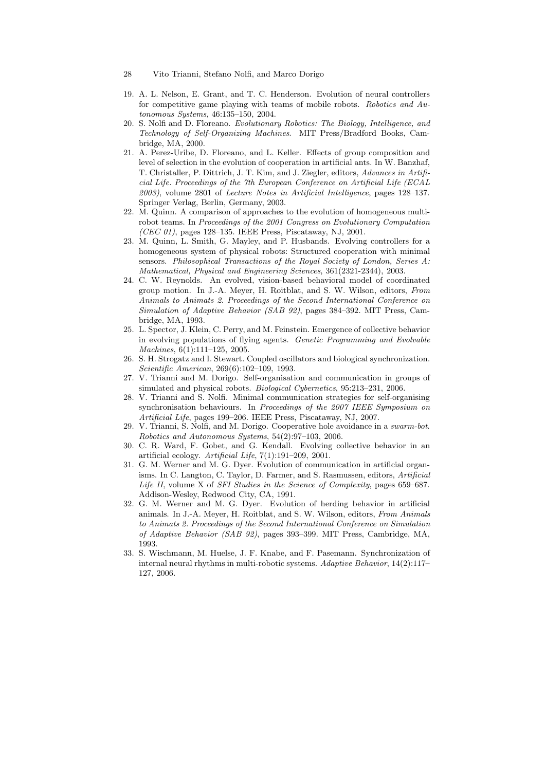19. A. L. Nelson, E. Grant, and T. C. Henderson. Evolution of neural controllers for competitive game playing with teams of mobile robots. *Robotics and Autonomous Systems*, 46:135–150, 2004.
20. S. Nolfi and D. Floreano. *Evolutionary Robotics: The Biology, Intelligence, and Technology of Self-Organizing Machines*. MIT Press/Bradford Books, Cambridge, MA, 2000.
21. A. Perez-Uribe, D. Floreano, and L. Keller. Effects of group composition and level of selection in the evolution of cooperation in artificial ants. In W. Banzhaf, T. Christaller, P. Dittrich, J. T. Kim, and J. Ziegler, editors, *Advances in Artificial Life. Proceedings of the 7th European Conference on Artificial Life (ECAL 2003)*, volume 2801 of *Lecture Notes in Artificial Intelligence*, pages 128–137. Springer Verlag, Berlin, Germany, 2003.
22. M. Quinn. A comparison of approaches to the evolution of homogeneous multi-robot teams. In *Proceedings of the 2001 Congress on Evolutionary Computation (CEC 01)*, pages 128–135. IEEE Press, Piscataway, NJ, 2001.
23. M. Quinn, L. Smith, G. Mayley, and P. Husbands. Evolving controllers for a homogeneous system of physical robots: Structured cooperation with minimal sensors. *Philosophical Transactions of the Royal Society of London, Series A: Mathematical, Physical and Engineering Sciences*, 361(2321-2344), 2003.
24. C. W. Reynolds. An evolved, vision-based behavioral model of coordinated group motion. In J.-A. Meyer, H. Roitblat, and S. W. Wilson, editors, *From Animals to Animats 2. Proceedings of the Second International Conference on Simulation of Adaptive Behavior (SAB 92)*, pages 384–392. MIT Press, Cambridge, MA, 1993.
25. L. Spector, J. Klein, C. Perry, and M. Feinstein. Emergence of collective behavior in evolving populations of flying agents. *Genetic Programming and Evolvable Machines*, 6(1):111–125, 2005.
26. S. H. Strogatz and I. Stewart. Coupled oscillators and biological synchronization. *Scientific American*, 269(6):102–109, 1993.
27. V. Trianni and M. Dorigo. Self-organisation and communication in groups of simulated and physical robots. *Biological Cybernetics*, 95:213–231, 2006.
28. V. Trianni and S. Nolfi. Minimal communication strategies for self-organising synchronisation behaviours. In *Proceedings of the 2007 IEEE Symposium on Artificial Life*, pages 199–206. IEEE Press, Piscataway, NJ, 2007.
29. V. Trianni, S. Nolfi, and M. Dorigo. Cooperative hole avoidance in a *swarm-bot*. *Robotics and Autonomous Systems*, 54(2):97–103, 2006.
30. C. R. Ward, F. Gobet, and G. Kendall. Evolving collective behavior in an artificial ecology. *Artificial Life*, 7(1):191–209, 2001.
31. G. M. Werner and M. G. Dyer. Evolution of communication in artificial organisms. In C. Langton, C. Taylor, D. Farmer, and S. Rasmussen, editors, *Artificial Life II*, volume X of *SFI Studies in the Science of Complexity*, pages 659–687. Addison-Wesley, Redwood City, CA, 1991.
32. G. M. Werner and M. G. Dyer. Evolution of herding behavior in artificial animals. In J.-A. Meyer, H. Roitblat, and S. W. Wilson, editors, *From Animals to Animats 2. Proceedings of the Second International Conference on Simulation of Adaptive Behavior (SAB 92)*, pages 393–399. MIT Press, Cambridge, MA, 1993.
33. S. Wischmann, M. Huelse, J. F. Knabe, and F. Pasemann. Synchronization of internal neural rhythms in multi-robotic systems. *Adaptive Behavior*, 14(2):117–127, 2006.